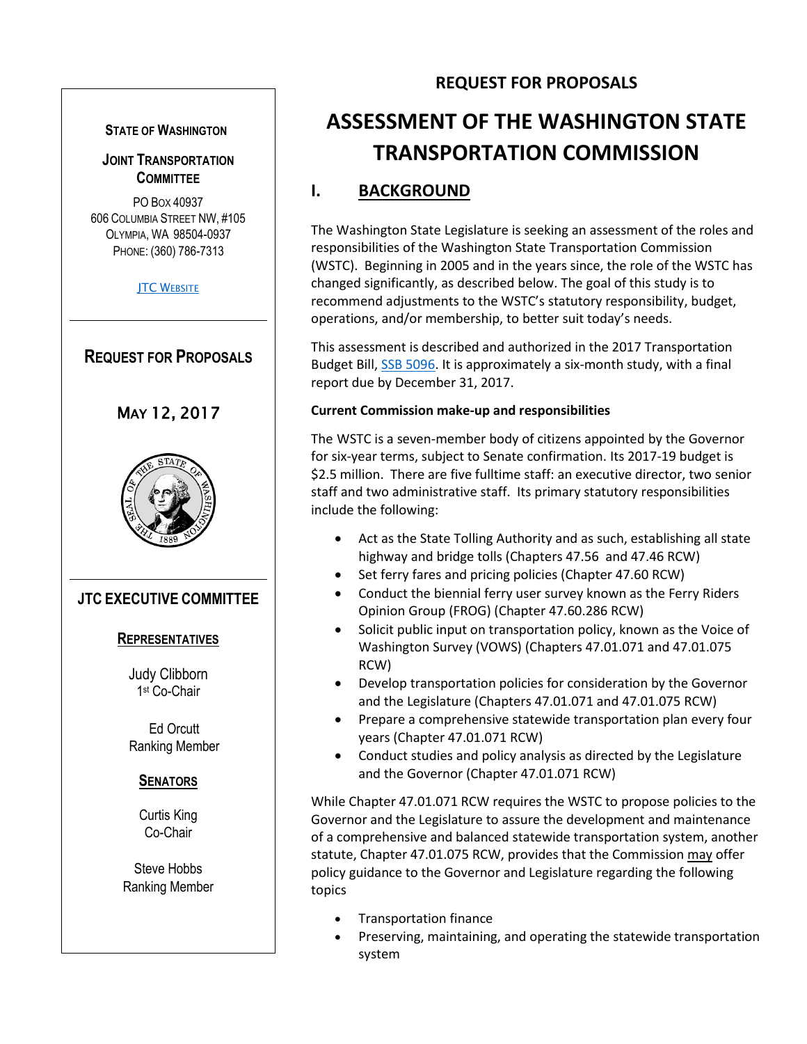**STATE OF WASHINGTON**

**JOINT TRANSPORTATION COMMITTEE**

PO BOX 40937
606 COLUMBIA STREET NW, #105
OLYMPIA, WA 98504-0937
PHONE: (360) 786-7313

[JTC WEBSITE]

**REQUEST FOR PROPOSALS**

MAY 12, 2017

**JTC EXECUTIVE COMMITTEE**

**REPRESENTATIVES**

Judy Clibborn
1st Co-Chair

Ed Orcutt
Ranking Member

**SENATORS**

Curtis King
Co-Chair

Steve Hobbs
Ranking Member

**REQUEST FOR PROPOSALS**

# ASSESSMENT OF THE WASHINGTON STATE TRANSPORTATION COMMISSION

## I. BACKGROUND

The Washington State Legislature is seeking an assessment of the roles and responsibilities of the Washington State Transportation Commission (WSTC). Beginning in 2005 and in the years since, the role of the WSTC has changed significantly, as described below. The goal of this study is to recommend adjustments to the WSTC's statutory responsibility, budget, operations, and/or membership, to better suit today's needs.

This assessment is described and authorized in the 2017 Transportation Budget Bill, SSB 5096. It is approximately a six-month study, with a final report due by December 31, 2017.

**Current Commission make-up and responsibilities**

The WSTC is a seven-member body of citizens appointed by the Governor for six-year terms, subject to Senate confirmation. Its 2017-19 budget is $2.5 million. There are five fulltime staff: an executive director, two senior staff and two administrative staff. Its primary statutory responsibilities include the following:

- Act as the State Tolling Authority and as such, establishing all state highway and bridge tolls (Chapters 47.56 and 47.46 RCW)
- Set ferry fares and pricing policies (Chapter 47.60 RCW)
- Conduct the biennial ferry user survey known as the Ferry Riders Opinion Group (FROG) (Chapter 47.60.286 RCW)
- Solicit public input on transportation policy, known as the Voice of Washington Survey (VOWS) (Chapters 47.01.071 and 47.01.075 RCW)
- Develop transportation policies for consideration by the Governor and the Legislature (Chapters 47.01.071 and 47.01.075 RCW)
- Prepare a comprehensive statewide transportation plan every four years (Chapter 47.01.071 RCW)
- Conduct studies and policy analysis as directed by the Legislature and the Governor (Chapter 47.01.071 RCW)

While Chapter 47.01.071 RCW requires the WSTC to propose policies to the Governor and the Legislature to assure the development and maintenance of a comprehensive and balanced statewide transportation system, another statute, Chapter 47.01.075 RCW, provides that the Commission may offer policy guidance to the Governor and Legislature regarding the following topics

- Transportation finance
- Preserving, maintaining, and operating the statewide transportation system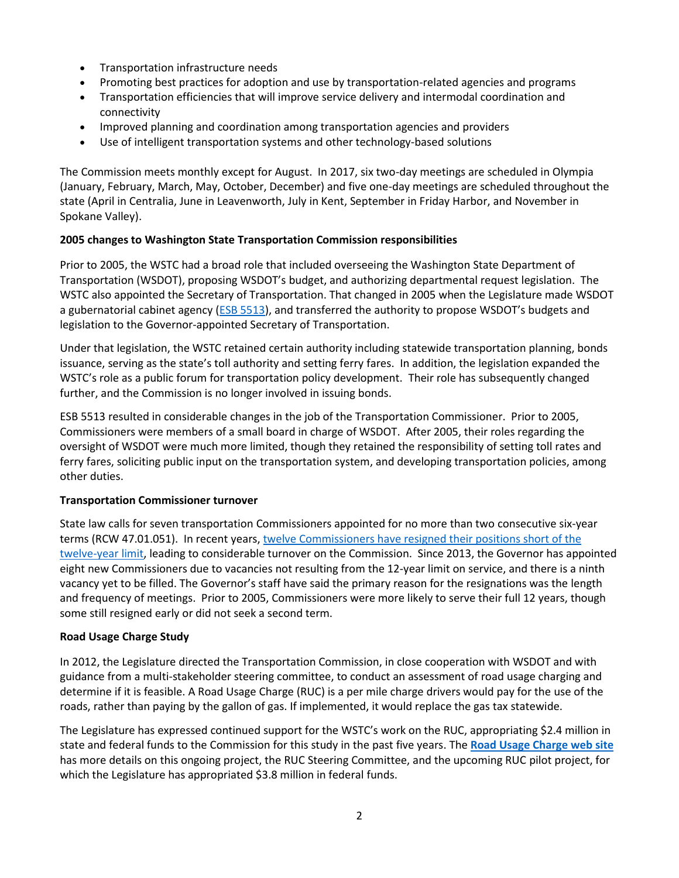- Transportation infrastructure needs
- Promoting best practices for adoption and use by transportation-related agencies and programs
- Transportation efficiencies that will improve service delivery and intermodal coordination and connectivity
- Improved planning and coordination among transportation agencies and providers
- Use of intelligent transportation systems and other technology-based solutions

The Commission meets monthly except for August. In 2017, six two-day meetings are scheduled in Olympia (January, February, March, May, October, December) and five one-day meetings are scheduled throughout the state (April in Centralia, June in Leavenworth, July in Kent, September in Friday Harbor, and November in Spokane Valley).

**2005 changes to Washington State Transportation Commission responsibilities**

Prior to 2005, the WSTC had a broad role that included overseeing the Washington State Department of Transportation (WSDOT), proposing WSDOT's budget, and authorizing departmental request legislation. The WSTC also appointed the Secretary of Transportation. That changed in 2005 when the Legislature made WSDOT a gubernatorial cabinet agency (ESB 5513), and transferred the authority to propose WSDOT's budgets and legislation to the Governor-appointed Secretary of Transportation.

Under that legislation, the WSTC retained certain authority including statewide transportation planning, bonds issuance, serving as the state's toll authority and setting ferry fares. In addition, the legislation expanded the WSTC's role as a public forum for transportation policy development. Their role has subsequently changed further, and the Commission is no longer involved in issuing bonds.

ESB 5513 resulted in considerable changes in the job of the Transportation Commissioner. Prior to 2005, Commissioners were members of a small board in charge of WSDOT. After 2005, their roles regarding the oversight of WSDOT were much more limited, though they retained the responsibility of setting toll rates and ferry fares, soliciting public input on the transportation system, and developing transportation policies, among other duties.

**Transportation Commissioner turnover**

State law calls for seven transportation Commissioners appointed for no more than two consecutive six-year terms (RCW 47.01.051). In recent years, twelve Commissioners have resigned their positions short of the twelve-year limit, leading to considerable turnover on the Commission. Since 2013, the Governor has appointed eight new Commissioners due to vacancies not resulting from the 12-year limit on service, and there is a ninth vacancy yet to be filled. The Governor's staff have said the primary reason for the resignations was the length and frequency of meetings. Prior to 2005, Commissioners were more likely to serve their full 12 years, though some still resigned early or did not seek a second term.

**Road Usage Charge Study**

In 2012, the Legislature directed the Transportation Commission, in close cooperation with WSDOT and with guidance from a multi-stakeholder steering committee, to conduct an assessment of road usage charging and determine if it is feasible. A Road Usage Charge (RUC) is a per mile charge drivers would pay for the use of the roads, rather than paying by the gallon of gas. If implemented, it would replace the gas tax statewide.

The Legislature has expressed continued support for the WSTC's work on the RUC, appropriating $2.4 million in state and federal funds to the Commission for this study in the past five years. The **Road Usage Charge web site** has more details on this ongoing project, the RUC Steering Committee, and the upcoming RUC pilot project, for which the Legislature has appropriated $3.8 million in federal funds.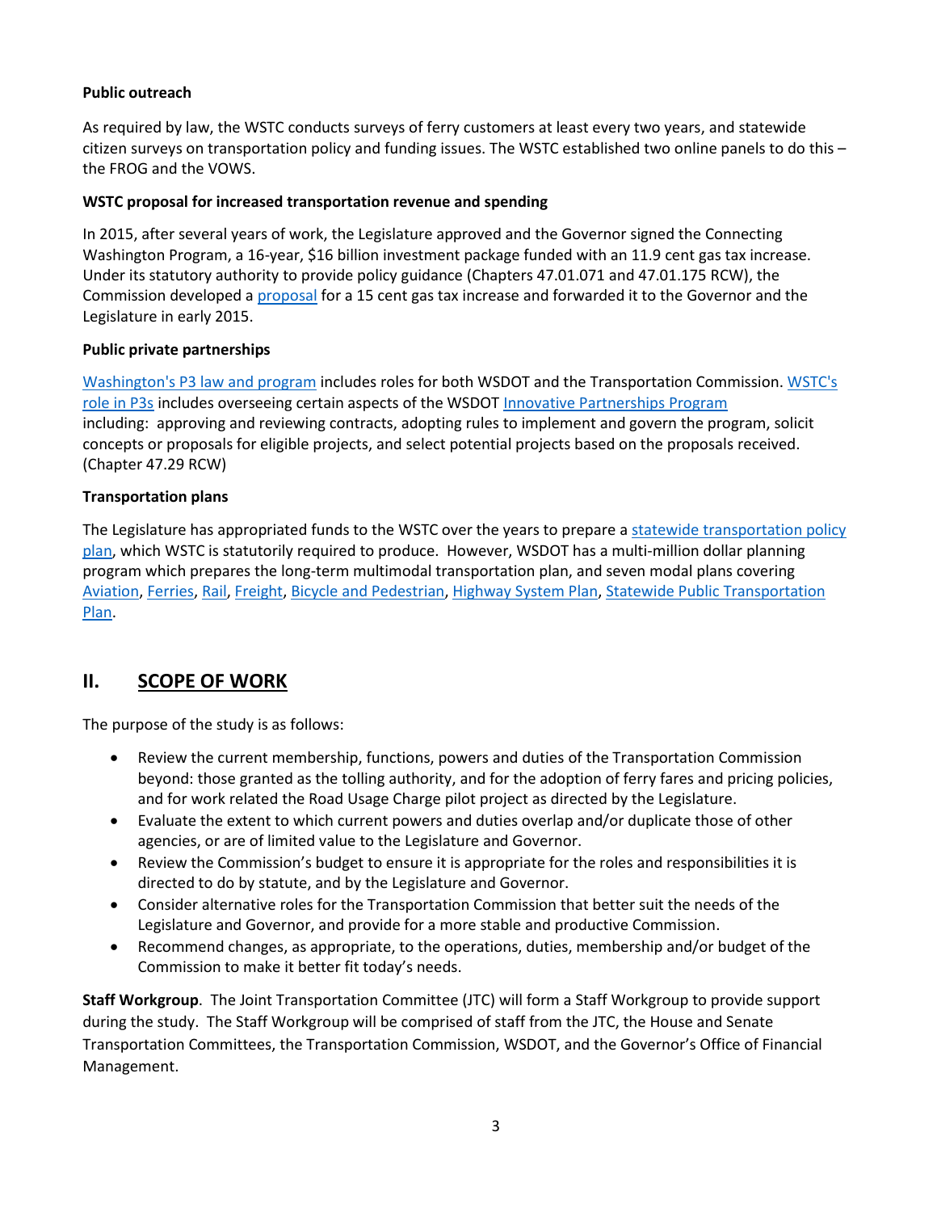**Public outreach**

As required by law, the WSTC conducts surveys of ferry customers at least every two years, and statewide citizen surveys on transportation policy and funding issues. The WSTC established two online panels to do this – the FROG and the VOWS.

**WSTC proposal for increased transportation revenue and spending**

In 2015, after several years of work, the Legislature approved and the Governor signed the Connecting Washington Program, a 16-year, $16 billion investment package funded with an 11.9 cent gas tax increase. Under its statutory authority to provide policy guidance (Chapters 47.01.071 and 47.01.175 RCW), the Commission developed a proposal for a 15 cent gas tax increase and forwarded it to the Governor and the Legislature in early 2015.

**Public private partnerships**

Washington's P3 law and program includes roles for both WSDOT and the Transportation Commission. WSTC's role in P3s includes overseeing certain aspects of the WSDOT Innovative Partnerships Program including: approving and reviewing contracts, adopting rules to implement and govern the program, solicit concepts or proposals for eligible projects, and select potential projects based on the proposals received. (Chapter 47.29 RCW)

**Transportation plans**

The Legislature has appropriated funds to the WSTC over the years to prepare a statewide transportation policy plan, which WSTC is statutorily required to produce. However, WSDOT has a multi-million dollar planning program which prepares the long-term multimodal transportation plan, and seven modal plans covering Aviation, Ferries, Rail, Freight, Bicycle and Pedestrian, Highway System Plan, Statewide Public Transportation Plan.

## II. SCOPE OF WORK

The purpose of the study is as follows:

- Review the current membership, functions, powers and duties of the Transportation Commission beyond: those granted as the tolling authority, and for the adoption of ferry fares and pricing policies, and for work related the Road Usage Charge pilot project as directed by the Legislature.
- Evaluate the extent to which current powers and duties overlap and/or duplicate those of other agencies, or are of limited value to the Legislature and Governor.
- Review the Commission's budget to ensure it is appropriate for the roles and responsibilities it is directed to do by statute, and by the Legislature and Governor.
- Consider alternative roles for the Transportation Commission that better suit the needs of the Legislature and Governor, and provide for a more stable and productive Commission.
- Recommend changes, as appropriate, to the operations, duties, membership and/or budget of the Commission to make it better fit today's needs.

**Staff Workgroup**. The Joint Transportation Committee (JTC) will form a Staff Workgroup to provide support during the study. The Staff Workgroup will be comprised of staff from the JTC, the House and Senate Transportation Committees, the Transportation Commission, WSDOT, and the Governor's Office of Financial Management.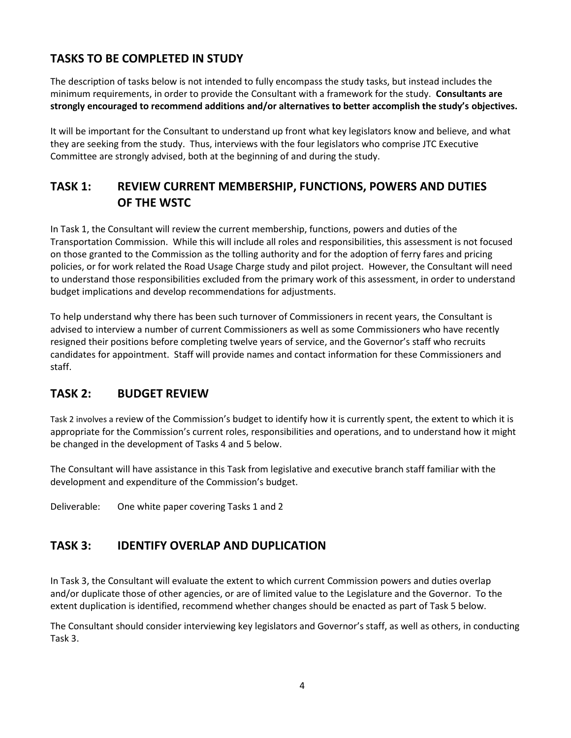## TASKS TO BE COMPLETED IN STUDY

The description of tasks below is not intended to fully encompass the study tasks, but instead includes the minimum requirements, in order to provide the Consultant with a framework for the study. **Consultants are strongly encouraged to recommend additions and/or alternatives to better accomplish the study's objectives.**

It will be important for the Consultant to understand up front what key legislators know and believe, and what they are seeking from the study. Thus, interviews with the four legislators who comprise JTC Executive Committee are strongly advised, both at the beginning of and during the study.

## TASK 1: REVIEW CURRENT MEMBERSHIP, FUNCTIONS, POWERS AND DUTIES OF THE WSTC

In Task 1, the Consultant will review the current membership, functions, powers and duties of the Transportation Commission. While this will include all roles and responsibilities, this assessment is not focused on those granted to the Commission as the tolling authority and for the adoption of ferry fares and pricing policies, or for work related the Road Usage Charge study and pilot project. However, the Consultant will need to understand those responsibilities excluded from the primary work of this assessment, in order to understand budget implications and develop recommendations for adjustments.

To help understand why there has been such turnover of Commissioners in recent years, the Consultant is advised to interview a number of current Commissioners as well as some Commissioners who have recently resigned their positions before completing twelve years of service, and the Governor's staff who recruits candidates for appointment. Staff will provide names and contact information for these Commissioners and staff.

## TASK 2: BUDGET REVIEW

Task 2 involves a review of the Commission's budget to identify how it is currently spent, the extent to which it is appropriate for the Commission's current roles, responsibilities and operations, and to understand how it might be changed in the development of Tasks 4 and 5 below.

The Consultant will have assistance in this Task from legislative and executive branch staff familiar with the development and expenditure of the Commission's budget.

Deliverable: One white paper covering Tasks 1 and 2

## TASK 3: IDENTIFY OVERLAP AND DUPLICATION

In Task 3, the Consultant will evaluate the extent to which current Commission powers and duties overlap and/or duplicate those of other agencies, or are of limited value to the Legislature and the Governor. To the extent duplication is identified, recommend whether changes should be enacted as part of Task 5 below.

The Consultant should consider interviewing key legislators and Governor's staff, as well as others, in conducting Task 3.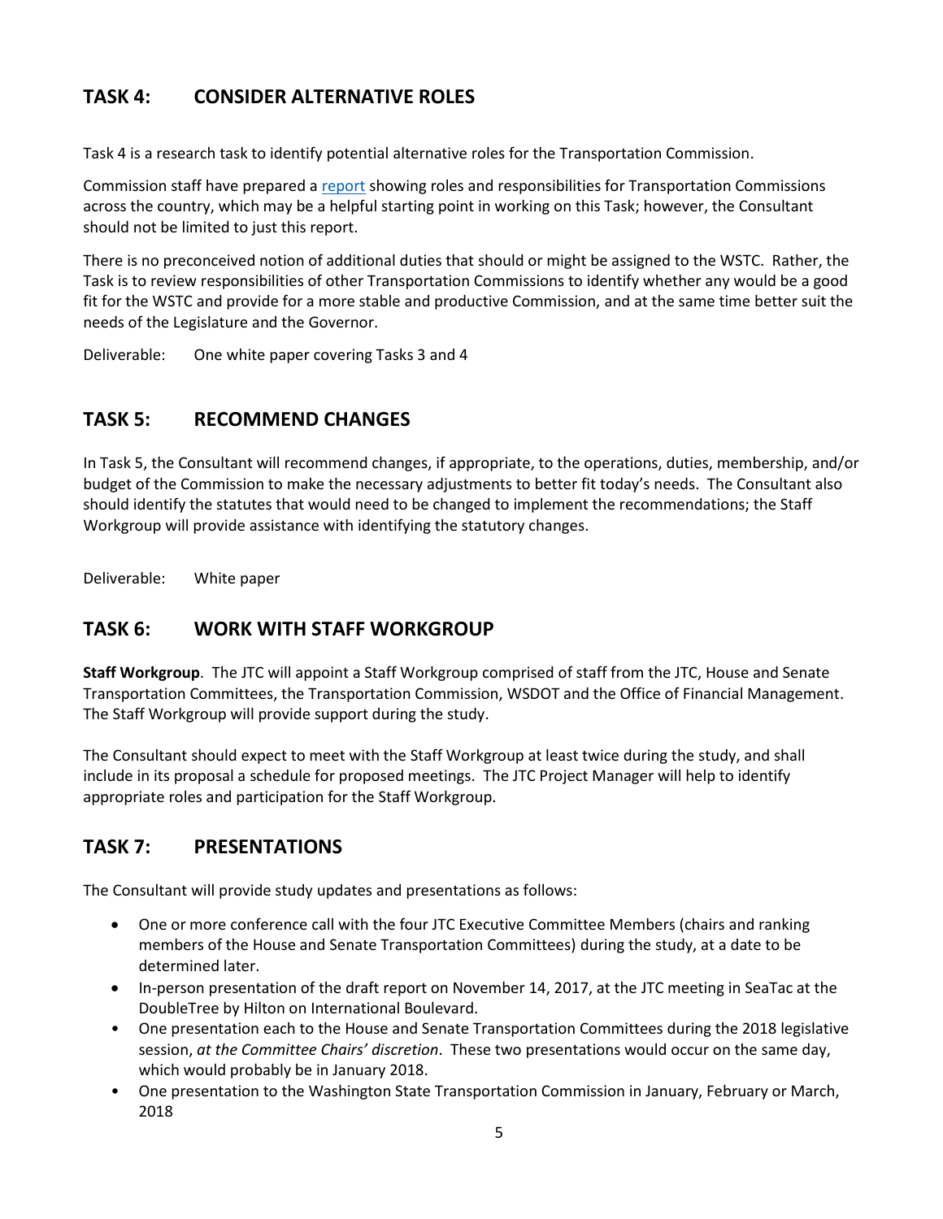## TASK 4: CONSIDER ALTERNATIVE ROLES

Task 4 is a research task to identify potential alternative roles for the Transportation Commission.

Commission staff have prepared a report showing roles and responsibilities for Transportation Commissions across the country, which may be a helpful starting point in working on this Task; however, the Consultant should not be limited to just this report.

There is no preconceived notion of additional duties that should or might be assigned to the WSTC. Rather, the Task is to review responsibilities of other Transportation Commissions to identify whether any would be a good fit for the WSTC and provide for a more stable and productive Commission, and at the same time better suit the needs of the Legislature and the Governor.

Deliverable: One white paper covering Tasks 3 and 4

## TASK 5: RECOMMEND CHANGES

In Task 5, the Consultant will recommend changes, if appropriate, to the operations, duties, membership, and/or budget of the Commission to make the necessary adjustments to better fit today's needs. The Consultant also should identify the statutes that would need to be changed to implement the recommendations; the Staff Workgroup will provide assistance with identifying the statutory changes.

Deliverable: White paper

## TASK 6: WORK WITH STAFF WORKGROUP

**Staff Workgroup**. The JTC will appoint a Staff Workgroup comprised of staff from the JTC, House and Senate Transportation Committees, the Transportation Commission, WSDOT and the Office of Financial Management. The Staff Workgroup will provide support during the study.

The Consultant should expect to meet with the Staff Workgroup at least twice during the study, and shall include in its proposal a schedule for proposed meetings. The JTC Project Manager will help to identify appropriate roles and participation for the Staff Workgroup.

## TASK 7: PRESENTATIONS

The Consultant will provide study updates and presentations as follows:

- One or more conference call with the four JTC Executive Committee Members (chairs and ranking members of the House and Senate Transportation Committees) during the study, at a date to be determined later.
- In-person presentation of the draft report on November 14, 2017, at the JTC meeting in SeaTac at the DoubleTree by Hilton on International Boulevard.
- One presentation each to the House and Senate Transportation Committees during the 2018 legislative session, *at the Committee Chairs' discretion*. These two presentations would occur on the same day, which would probably be in January 2018.
- One presentation to the Washington State Transportation Commission in January, February or March, 2018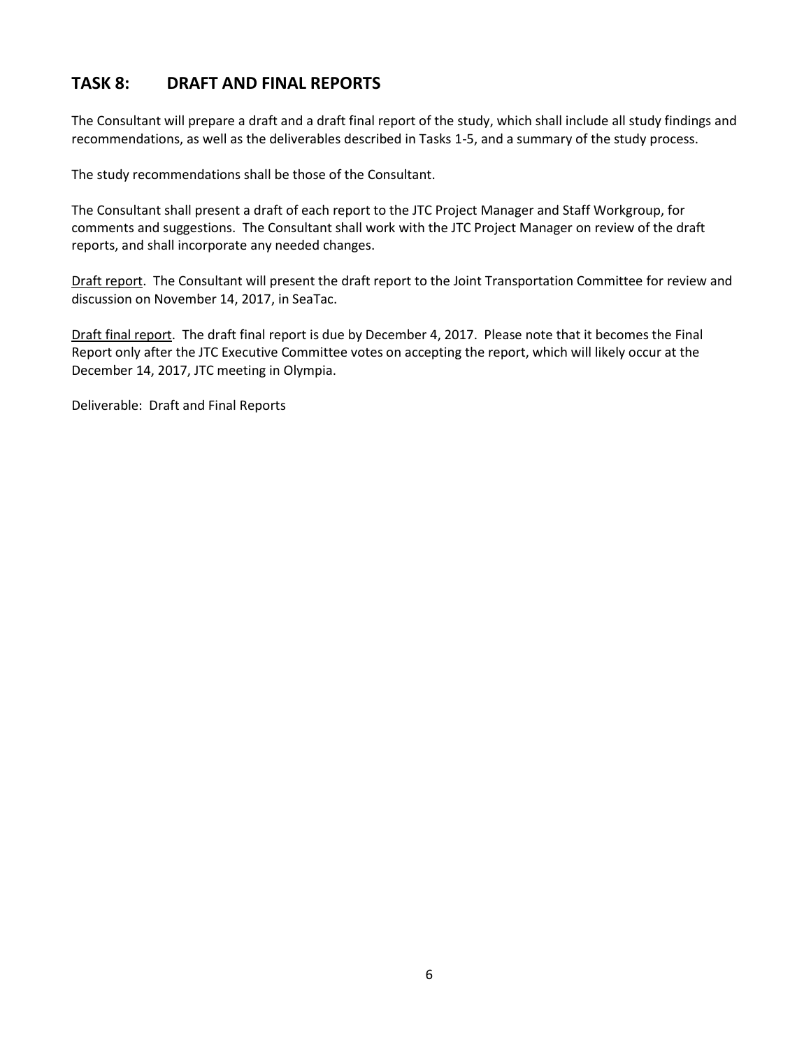## TASK 8: DRAFT AND FINAL REPORTS

The Consultant will prepare a draft and a draft final report of the study, which shall include all study findings and recommendations, as well as the deliverables described in Tasks 1-5, and a summary of the study process.

The study recommendations shall be those of the Consultant.

The Consultant shall present a draft of each report to the JTC Project Manager and Staff Workgroup, for comments and suggestions. The Consultant shall work with the JTC Project Manager on review of the draft reports, and shall incorporate any needed changes.

<u>Draft report</u>. The Consultant will present the draft report to the Joint Transportation Committee for review and discussion on November 14, 2017, in SeaTac.

<u>Draft final report</u>. The draft final report is due by December 4, 2017. Please note that it becomes the Final Report only after the JTC Executive Committee votes on accepting the report, which will likely occur at the December 14, 2017, JTC meeting in Olympia.

Deliverable: Draft and Final Reports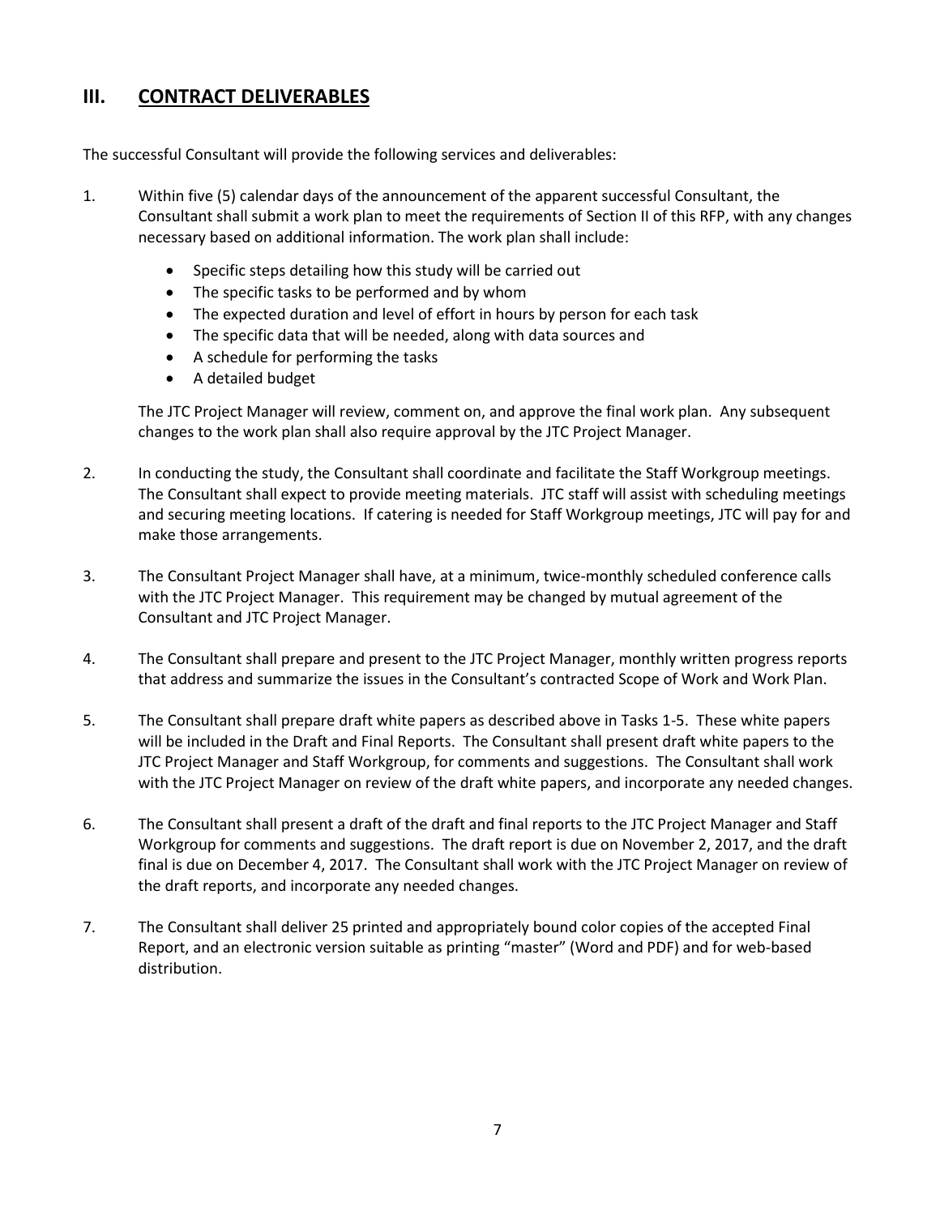## III. CONTRACT DELIVERABLES

The successful Consultant will provide the following services and deliverables:

1. Within five (5) calendar days of the announcement of the apparent successful Consultant, the Consultant shall submit a work plan to meet the requirements of Section II of this RFP, with any changes necessary based on additional information. The work plan shall include:

   - Specific steps detailing how this study will be carried out
   - The specific tasks to be performed and by whom
   - The expected duration and level of effort in hours by person for each task
   - The specific data that will be needed, along with data sources and
   - A schedule for performing the tasks
   - A detailed budget

   The JTC Project Manager will review, comment on, and approve the final work plan. Any subsequent changes to the work plan shall also require approval by the JTC Project Manager.

2. In conducting the study, the Consultant shall coordinate and facilitate the Staff Workgroup meetings. The Consultant shall expect to provide meeting materials. JTC staff will assist with scheduling meetings and securing meeting locations. If catering is needed for Staff Workgroup meetings, JTC will pay for and make those arrangements.

3. The Consultant Project Manager shall have, at a minimum, twice-monthly scheduled conference calls with the JTC Project Manager. This requirement may be changed by mutual agreement of the Consultant and JTC Project Manager.

4. The Consultant shall prepare and present to the JTC Project Manager, monthly written progress reports that address and summarize the issues in the Consultant's contracted Scope of Work and Work Plan.

5. The Consultant shall prepare draft white papers as described above in Tasks 1-5. These white papers will be included in the Draft and Final Reports. The Consultant shall present draft white papers to the JTC Project Manager and Staff Workgroup, for comments and suggestions. The Consultant shall work with the JTC Project Manager on review of the draft white papers, and incorporate any needed changes.

6. The Consultant shall present a draft of the draft and final reports to the JTC Project Manager and Staff Workgroup for comments and suggestions. The draft report is due on November 2, 2017, and the draft final is due on December 4, 2017. The Consultant shall work with the JTC Project Manager on review of the draft reports, and incorporate any needed changes.

7. The Consultant shall deliver 25 printed and appropriately bound color copies of the accepted Final Report, and an electronic version suitable as printing "master" (Word and PDF) and for web-based distribution.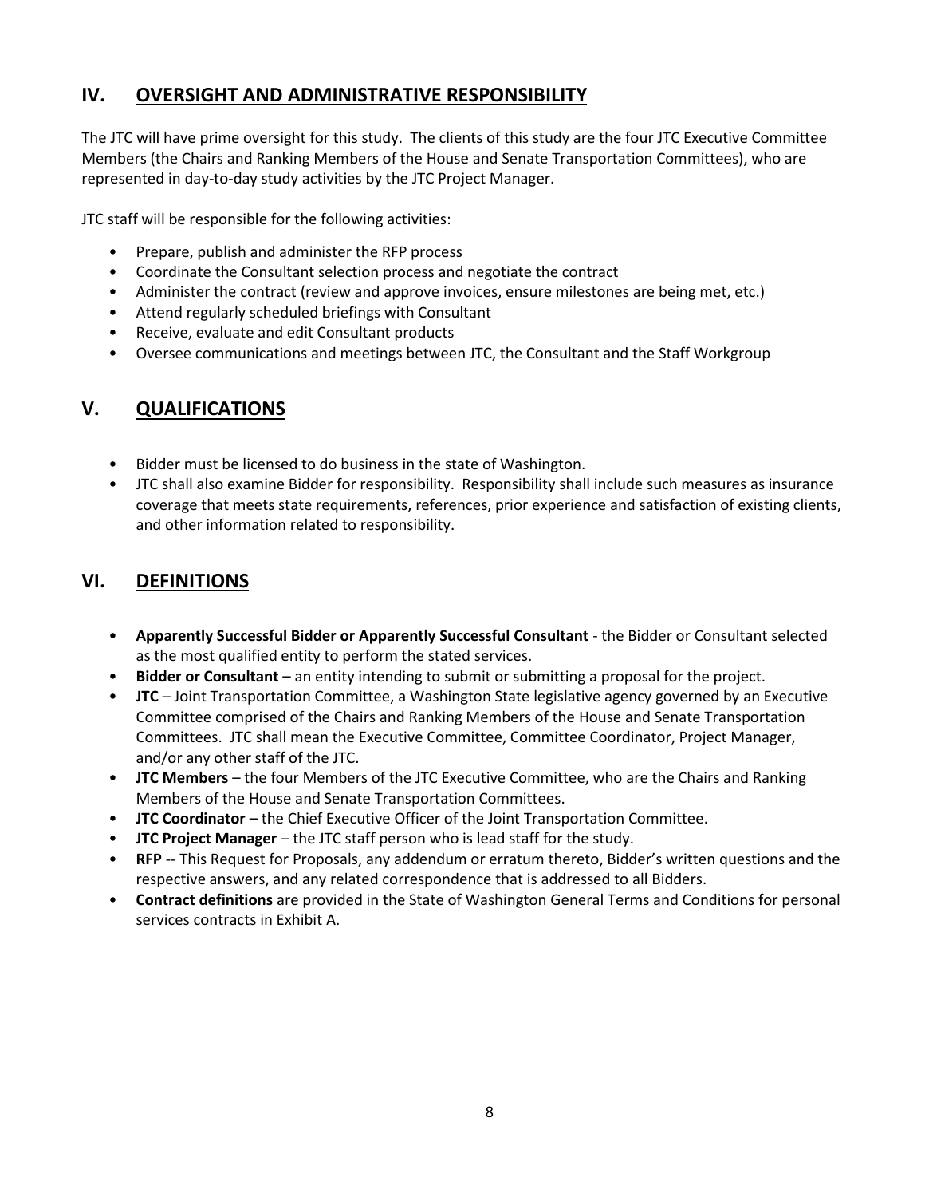## IV. OVERSIGHT AND ADMINISTRATIVE RESPONSIBILITY

The JTC will have prime oversight for this study. The clients of this study are the four JTC Executive Committee Members (the Chairs and Ranking Members of the House and Senate Transportation Committees), who are represented in day-to-day study activities by the JTC Project Manager.

JTC staff will be responsible for the following activities:

- Prepare, publish and administer the RFP process
- Coordinate the Consultant selection process and negotiate the contract
- Administer the contract (review and approve invoices, ensure milestones are being met, etc.)
- Attend regularly scheduled briefings with Consultant
- Receive, evaluate and edit Consultant products
- Oversee communications and meetings between JTC, the Consultant and the Staff Workgroup

## V. QUALIFICATIONS

- Bidder must be licensed to do business in the state of Washington.
- JTC shall also examine Bidder for responsibility. Responsibility shall include such measures as insurance coverage that meets state requirements, references, prior experience and satisfaction of existing clients, and other information related to responsibility.

## VI. DEFINITIONS

- **Apparently Successful Bidder or Apparently Successful Consultant** - the Bidder or Consultant selected as the most qualified entity to perform the stated services.
- **Bidder or Consultant** – an entity intending to submit or submitting a proposal for the project.
- **JTC** – Joint Transportation Committee, a Washington State legislative agency governed by an Executive Committee comprised of the Chairs and Ranking Members of the House and Senate Transportation Committees. JTC shall mean the Executive Committee, Committee Coordinator, Project Manager, and/or any other staff of the JTC.
- **JTC Members** – the four Members of the JTC Executive Committee, who are the Chairs and Ranking Members of the House and Senate Transportation Committees.
- **JTC Coordinator** – the Chief Executive Officer of the Joint Transportation Committee.
- **JTC Project Manager** – the JTC staff person who is lead staff for the study.
- **RFP** -- This Request for Proposals, any addendum or erratum thereto, Bidder's written questions and the respective answers, and any related correspondence that is addressed to all Bidders.
- **Contract definitions** are provided in the State of Washington General Terms and Conditions for personal services contracts in Exhibit A.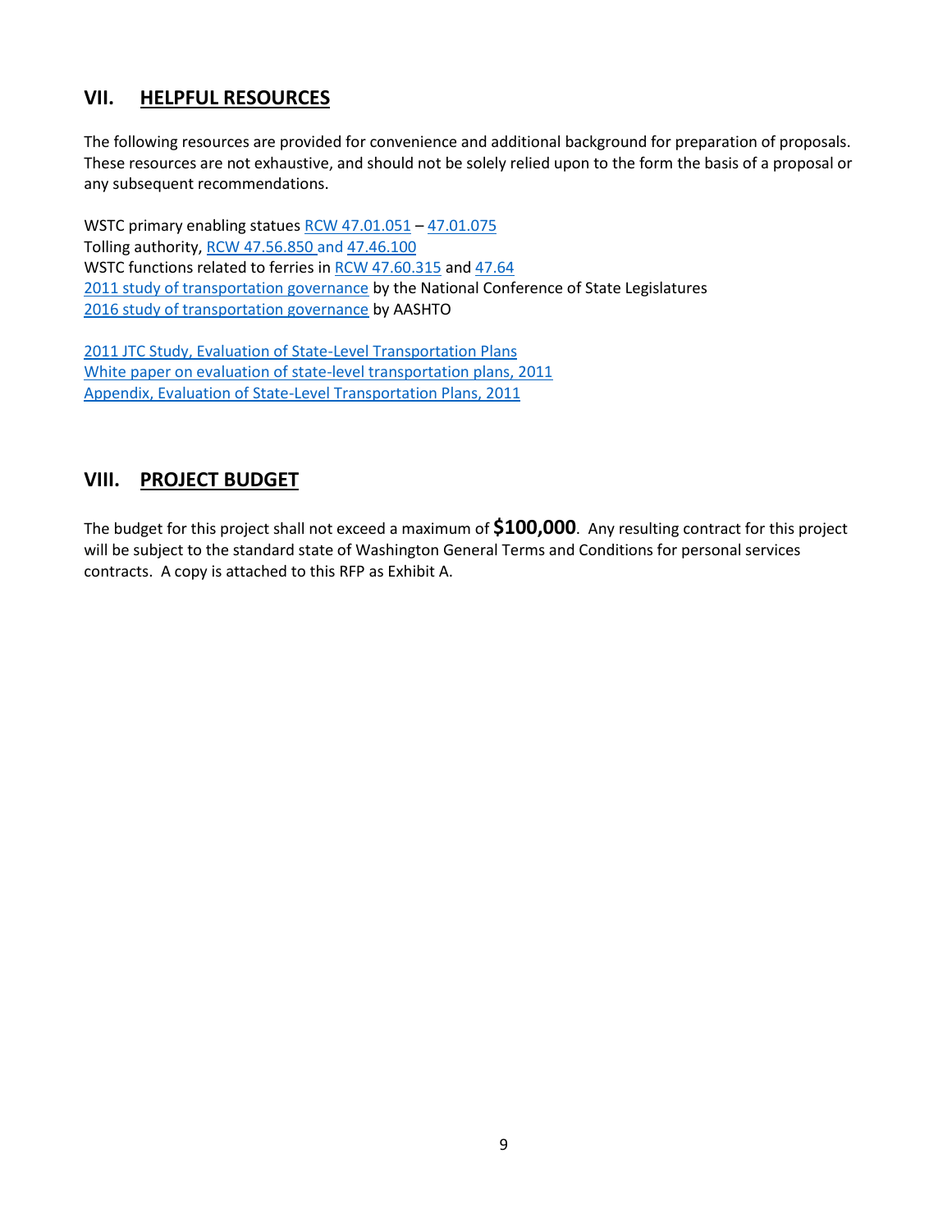## VII. <u>HELPFUL RESOURCES</u>

The following resources are provided for convenience and additional background for preparation of proposals. These resources are not exhaustive, and should not be solely relied upon to the form the basis of a proposal or any subsequent recommendations.

WSTC primary enabling statues RCW 47.01.051 – 47.01.075
Tolling authority, RCW 47.56.850 and 47.46.100
WSTC functions related to ferries in RCW 47.60.315 and 47.64
2011 study of transportation governance by the National Conference of State Legislatures
2016 study of transportation governance by AASHTO

2011 JTC Study, Evaluation of State-Level Transportation Plans
White paper on evaluation of state-level transportation plans, 2011
Appendix, Evaluation of State-Level Transportation Plans, 2011

## VIII. <u>PROJECT BUDGET</u>

The budget for this project shall not exceed a maximum of **$100,000**. Any resulting contract for this project will be subject to the standard state of Washington General Terms and Conditions for personal services contracts. A copy is attached to this RFP as Exhibit A.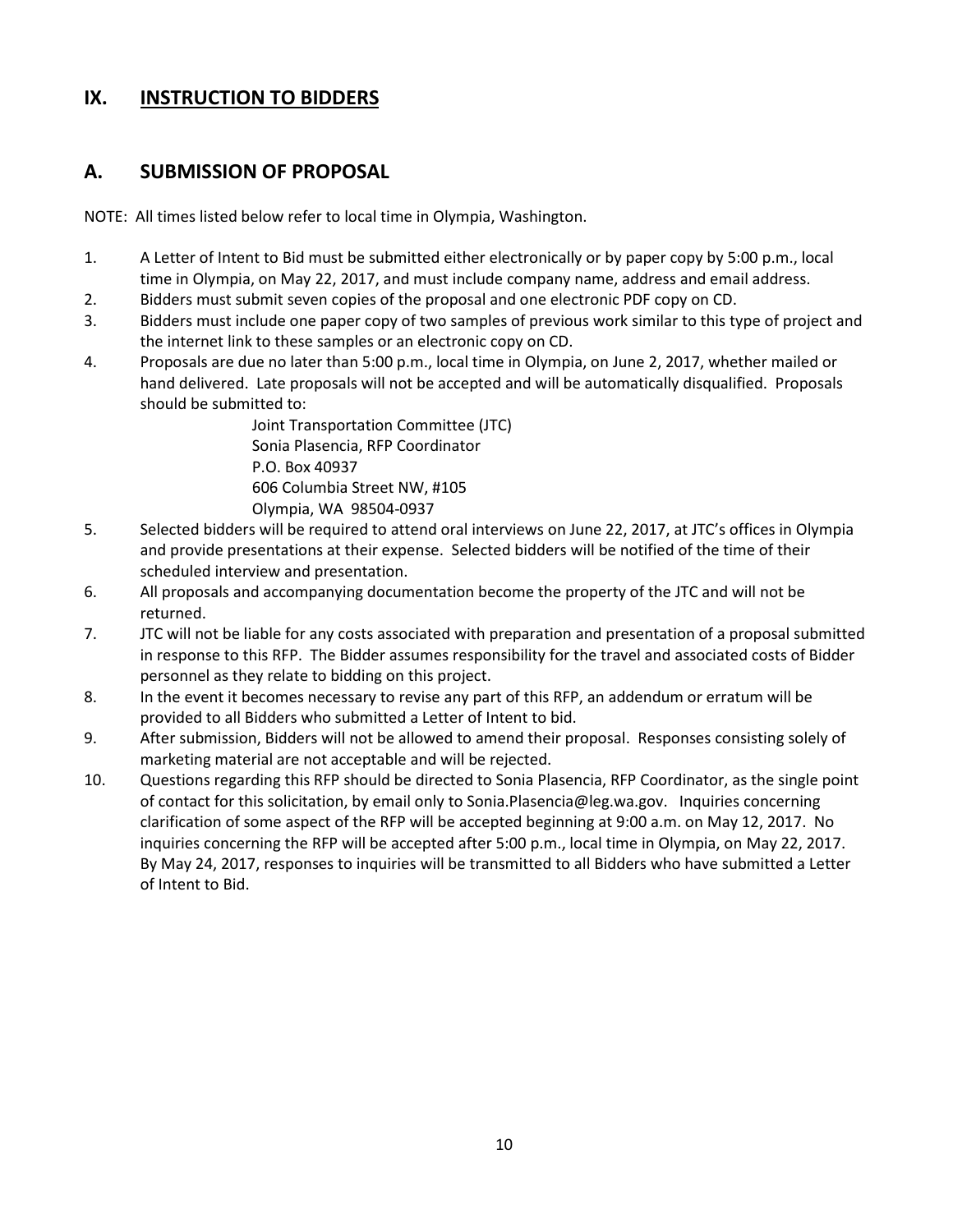## IX. INSTRUCTION TO BIDDERS

## A. SUBMISSION OF PROPOSAL

NOTE: All times listed below refer to local time in Olympia, Washington.

1. A Letter of Intent to Bid must be submitted either electronically or by paper copy by 5:00 p.m., local time in Olympia, on May 22, 2017, and must include company name, address and email address.
2. Bidders must submit seven copies of the proposal and one electronic PDF copy on CD.
3. Bidders must include one paper copy of two samples of previous work similar to this type of project and the internet link to these samples or an electronic copy on CD.
4. Proposals are due no later than 5:00 p.m., local time in Olympia, on June 2, 2017, whether mailed or hand delivered. Late proposals will not be accepted and will be automatically disqualified. Proposals should be submitted to:

   Joint Transportation Committee (JTC)
   Sonia Plasencia, RFP Coordinator
   P.O. Box 40937
   606 Columbia Street NW, #105
   Olympia, WA 98504-0937
5. Selected bidders will be required to attend oral interviews on June 22, 2017, at JTC's offices in Olympia and provide presentations at their expense. Selected bidders will be notified of the time of their scheduled interview and presentation.
6. All proposals and accompanying documentation become the property of the JTC and will not be returned.
7. JTC will not be liable for any costs associated with preparation and presentation of a proposal submitted in response to this RFP. The Bidder assumes responsibility for the travel and associated costs of Bidder personnel as they relate to bidding on this project.
8. In the event it becomes necessary to revise any part of this RFP, an addendum or erratum will be provided to all Bidders who submitted a Letter of Intent to bid.
9. After submission, Bidders will not be allowed to amend their proposal. Responses consisting solely of marketing material are not acceptable and will be rejected.
10. Questions regarding this RFP should be directed to Sonia Plasencia, RFP Coordinator, as the single point of contact for this solicitation, by email only to Sonia.Plasencia@leg.wa.gov. Inquiries concerning clarification of some aspect of the RFP will be accepted beginning at 9:00 a.m. on May 12, 2017. No inquiries concerning the RFP will be accepted after 5:00 p.m., local time in Olympia, on May 22, 2017. By May 24, 2017, responses to inquiries will be transmitted to all Bidders who have submitted a Letter of Intent to Bid.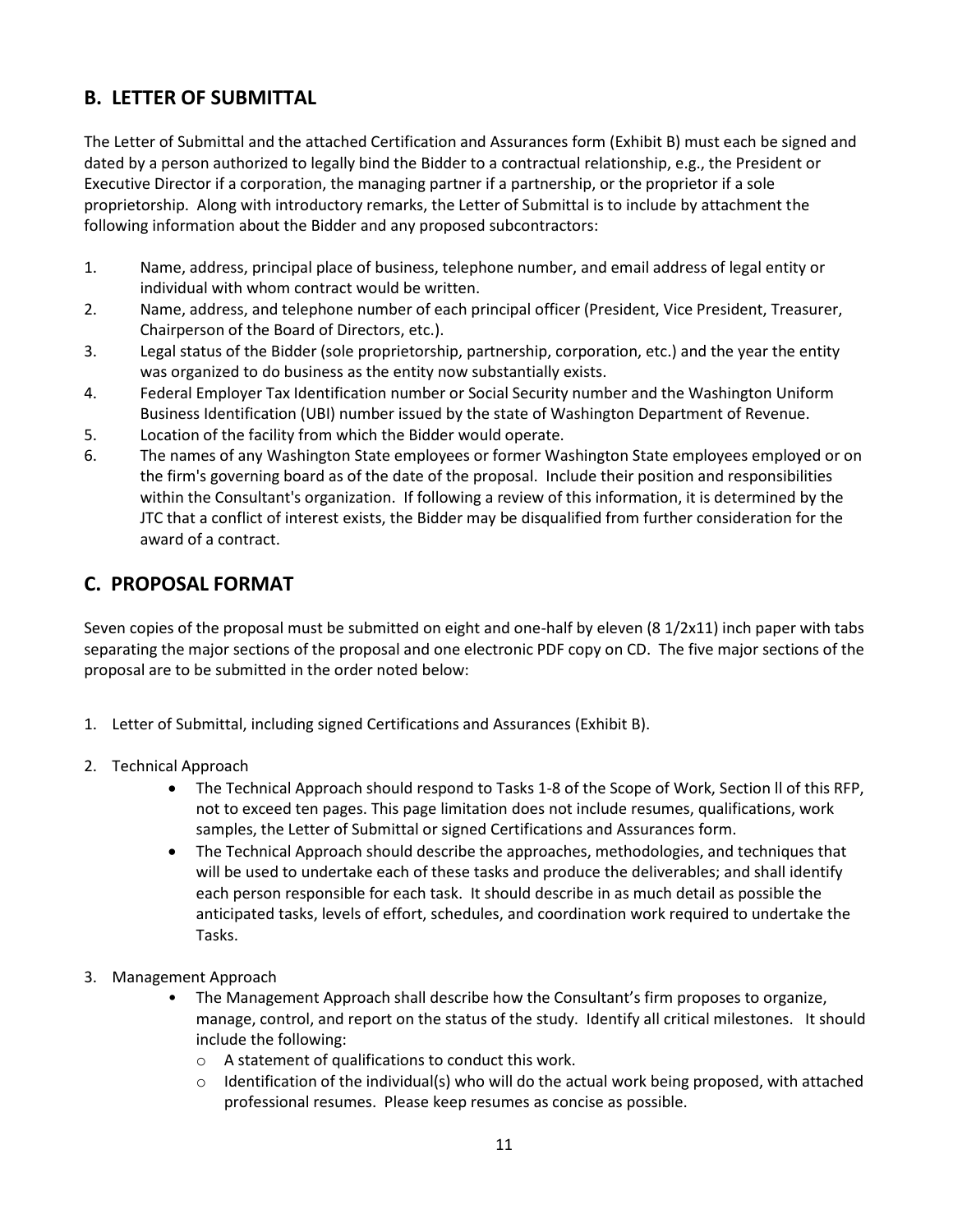## B. LETTER OF SUBMITTAL

The Letter of Submittal and the attached Certification and Assurances form (Exhibit B) must each be signed and dated by a person authorized to legally bind the Bidder to a contractual relationship, e.g., the President or Executive Director if a corporation, the managing partner if a partnership, or the proprietor if a sole proprietorship. Along with introductory remarks, the Letter of Submittal is to include by attachment the following information about the Bidder and any proposed subcontractors:

1. Name, address, principal place of business, telephone number, and email address of legal entity or individual with whom contract would be written.
2. Name, address, and telephone number of each principal officer (President, Vice President, Treasurer, Chairperson of the Board of Directors, etc.).
3. Legal status of the Bidder (sole proprietorship, partnership, corporation, etc.) and the year the entity was organized to do business as the entity now substantially exists.
4. Federal Employer Tax Identification number or Social Security number and the Washington Uniform Business Identification (UBI) number issued by the state of Washington Department of Revenue.
5. Location of the facility from which the Bidder would operate.
6. The names of any Washington State employees or former Washington State employees employed or on the firm's governing board as of the date of the proposal. Include their position and responsibilities within the Consultant's organization. If following a review of this information, it is determined by the JTC that a conflict of interest exists, the Bidder may be disqualified from further consideration for the award of a contract.

## C. PROPOSAL FORMAT

Seven copies of the proposal must be submitted on eight and one-half by eleven (8 1/2x11) inch paper with tabs separating the major sections of the proposal and one electronic PDF copy on CD. The five major sections of the proposal are to be submitted in the order noted below:

1. Letter of Submittal, including signed Certifications and Assurances (Exhibit B).
2. Technical Approach
   - The Technical Approach should respond to Tasks 1-8 of the Scope of Work, Section ll of this RFP, not to exceed ten pages. This page limitation does not include resumes, qualifications, work samples, the Letter of Submittal or signed Certifications and Assurances form.
   - The Technical Approach should describe the approaches, methodologies, and techniques that will be used to undertake each of these tasks and produce the deliverables; and shall identify each person responsible for each task. It should describe in as much detail as possible the anticipated tasks, levels of effort, schedules, and coordination work required to undertake the Tasks.
3. Management Approach
   - The Management Approach shall describe how the Consultant's firm proposes to organize, manage, control, and report on the status of the study. Identify all critical milestones. It should include the following:
     - A statement of qualifications to conduct this work.
     - Identification of the individual(s) who will do the actual work being proposed, with attached professional resumes. Please keep resumes as concise as possible.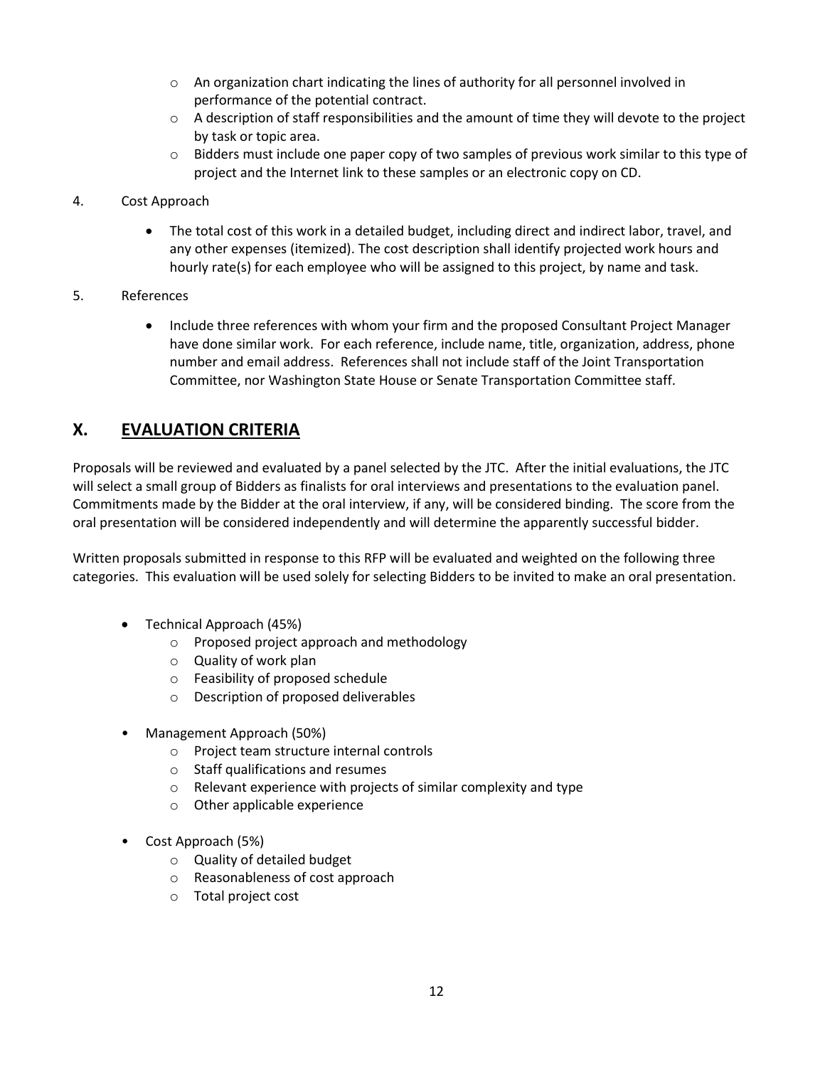- An organization chart indicating the lines of authority for all personnel involved in performance of the potential contract.
- A description of staff responsibilities and the amount of time they will devote to the project by task or topic area.
- Bidders must include one paper copy of two samples of previous work similar to this type of project and the Internet link to these samples or an electronic copy on CD.

4. Cost Approach

   - The total cost of this work in a detailed budget, including direct and indirect labor, travel, and any other expenses (itemized). The cost description shall identify projected work hours and hourly rate(s) for each employee who will be assigned to this project, by name and task.

5. References

   - Include three references with whom your firm and the proposed Consultant Project Manager have done similar work. For each reference, include name, title, organization, address, phone number and email address. References shall not include staff of the Joint Transportation Committee, nor Washington State House or Senate Transportation Committee staff.

## X. EVALUATION CRITERIA

Proposals will be reviewed and evaluated by a panel selected by the JTC. After the initial evaluations, the JTC will select a small group of Bidders as finalists for oral interviews and presentations to the evaluation panel. Commitments made by the Bidder at the oral interview, if any, will be considered binding. The score from the oral presentation will be considered independently and will determine the apparently successful bidder.

Written proposals submitted in response to this RFP will be evaluated and weighted on the following three categories. This evaluation will be used solely for selecting Bidders to be invited to make an oral presentation.

- Technical Approach (45%)
  - Proposed project approach and methodology
  - Quality of work plan
  - Feasibility of proposed schedule
  - Description of proposed deliverables
- Management Approach (50%)
  - Project team structure internal controls
  - Staff qualifications and resumes
  - Relevant experience with projects of similar complexity and type
  - Other applicable experience
- Cost Approach (5%)
  - Quality of detailed budget
  - Reasonableness of cost approach
  - Total project cost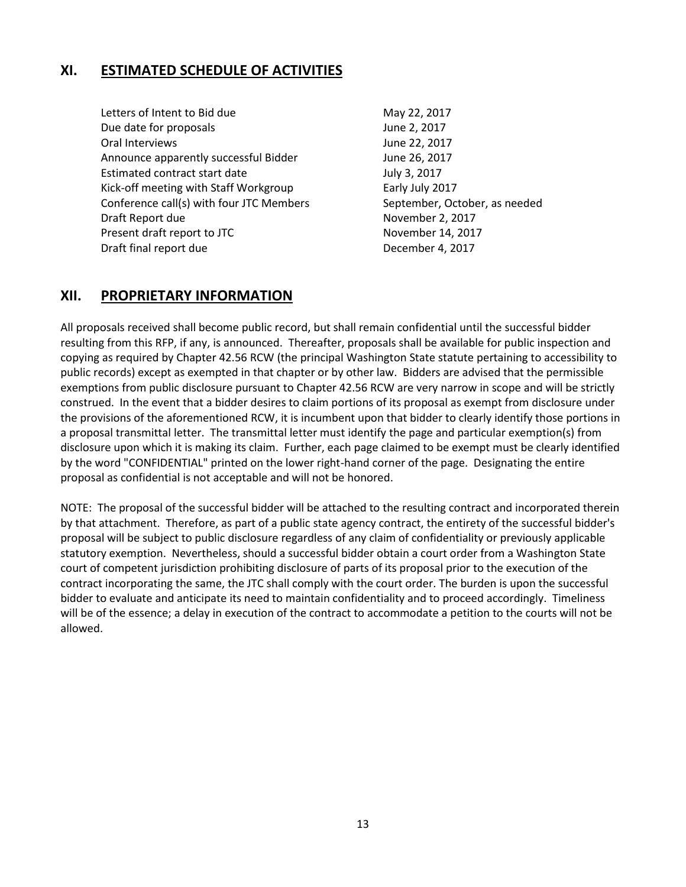## XI. ESTIMATED SCHEDULE OF ACTIVITIES

| | |
|---|---|
| Letters of Intent to Bid due | May 22, 2017 |
| Due date for proposals | June 2, 2017 |
| Oral Interviews | June 22, 2017 |
| Announce apparently successful Bidder | June 26, 2017 |
| Estimated contract start date | July 3, 2017 |
| Kick-off meeting with Staff Workgroup | Early July 2017 |
| Conference call(s) with four JTC Members | September, October, as needed |
| Draft Report due | November 2, 2017 |
| Present draft report to JTC | November 14, 2017 |
| Draft final report due | December 4, 2017 |

## XII. PROPRIETARY INFORMATION

All proposals received shall become public record, but shall remain confidential until the successful bidder resulting from this RFP, if any, is announced. Thereafter, proposals shall be available for public inspection and copying as required by Chapter 42.56 RCW (the principal Washington State statute pertaining to accessibility to public records) except as exempted in that chapter or by other law. Bidders are advised that the permissible exemptions from public disclosure pursuant to Chapter 42.56 RCW are very narrow in scope and will be strictly construed. In the event that a bidder desires to claim portions of its proposal as exempt from disclosure under the provisions of the aforementioned RCW, it is incumbent upon that bidder to clearly identify those portions in a proposal transmittal letter. The transmittal letter must identify the page and particular exemption(s) from disclosure upon which it is making its claim. Further, each page claimed to be exempt must be clearly identified by the word "CONFIDENTIAL" printed on the lower right-hand corner of the page. Designating the entire proposal as confidential is not acceptable and will not be honored.

NOTE: The proposal of the successful bidder will be attached to the resulting contract and incorporated therein by that attachment. Therefore, as part of a public state agency contract, the entirety of the successful bidder's proposal will be subject to public disclosure regardless of any claim of confidentiality or previously applicable statutory exemption. Nevertheless, should a successful bidder obtain a court order from a Washington State court of competent jurisdiction prohibiting disclosure of parts of its proposal prior to the execution of the contract incorporating the same, the JTC shall comply with the court order. The burden is upon the successful bidder to evaluate and anticipate its need to maintain confidentiality and to proceed accordingly. Timeliness will be of the essence; a delay in execution of the contract to accommodate a petition to the courts will not be allowed.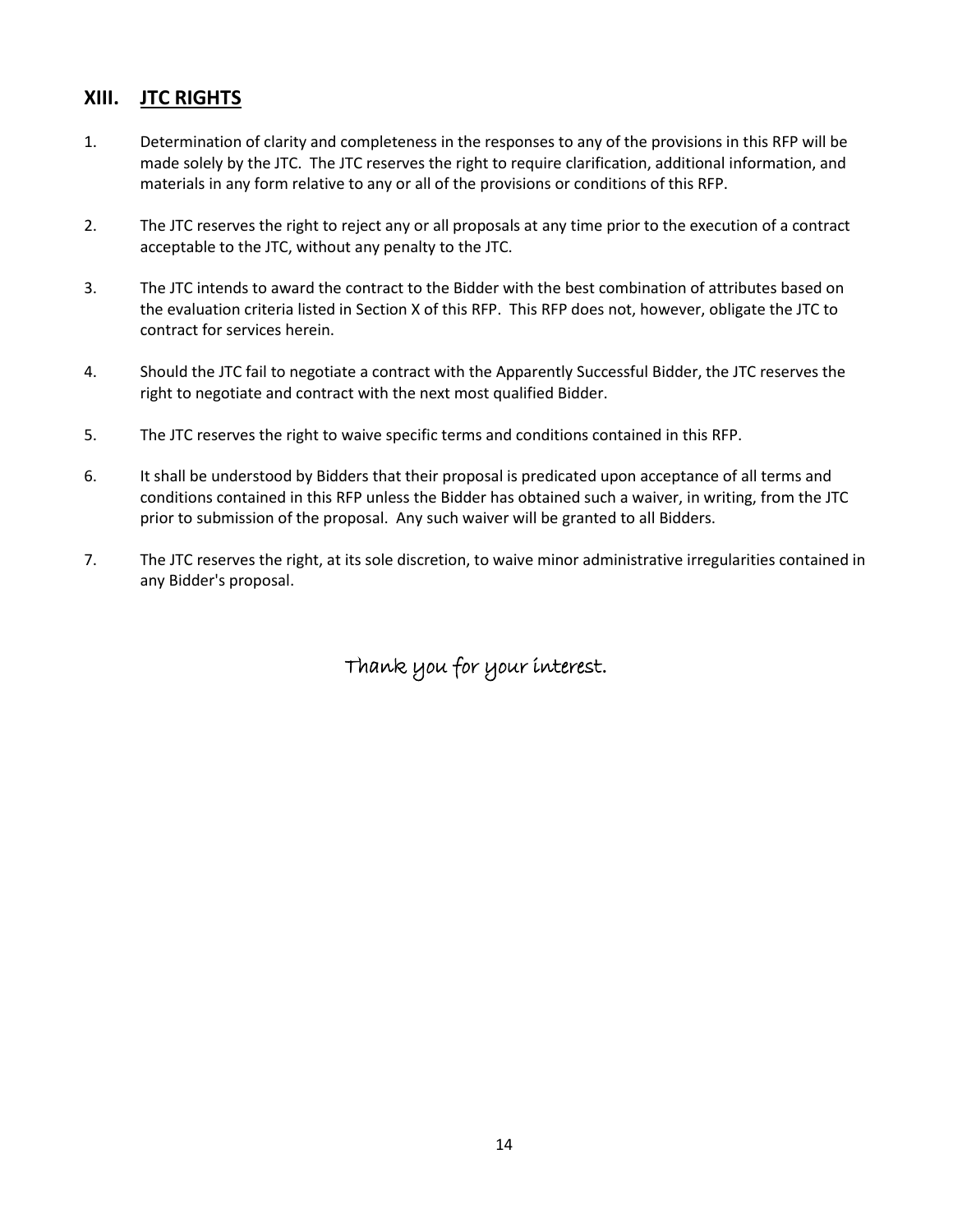## XIII. JTC RIGHTS

1. Determination of clarity and completeness in the responses to any of the provisions in this RFP will be made solely by the JTC. The JTC reserves the right to require clarification, additional information, and materials in any form relative to any or all of the provisions or conditions of this RFP.

2. The JTC reserves the right to reject any or all proposals at any time prior to the execution of a contract acceptable to the JTC, without any penalty to the JTC.

3. The JTC intends to award the contract to the Bidder with the best combination of attributes based on the evaluation criteria listed in Section X of this RFP. This RFP does not, however, obligate the JTC to contract for services herein.

4. Should the JTC fail to negotiate a contract with the Apparently Successful Bidder, the JTC reserves the right to negotiate and contract with the next most qualified Bidder.

5. The JTC reserves the right to waive specific terms and conditions contained in this RFP.

6. It shall be understood by Bidders that their proposal is predicated upon acceptance of all terms and conditions contained in this RFP unless the Bidder has obtained such a waiver, in writing, from the JTC prior to submission of the proposal. Any such waiver will be granted to all Bidders.

7. The JTC reserves the right, at its sole discretion, to waive minor administrative irregularities contained in any Bidder's proposal.

*Thank you for your interest.*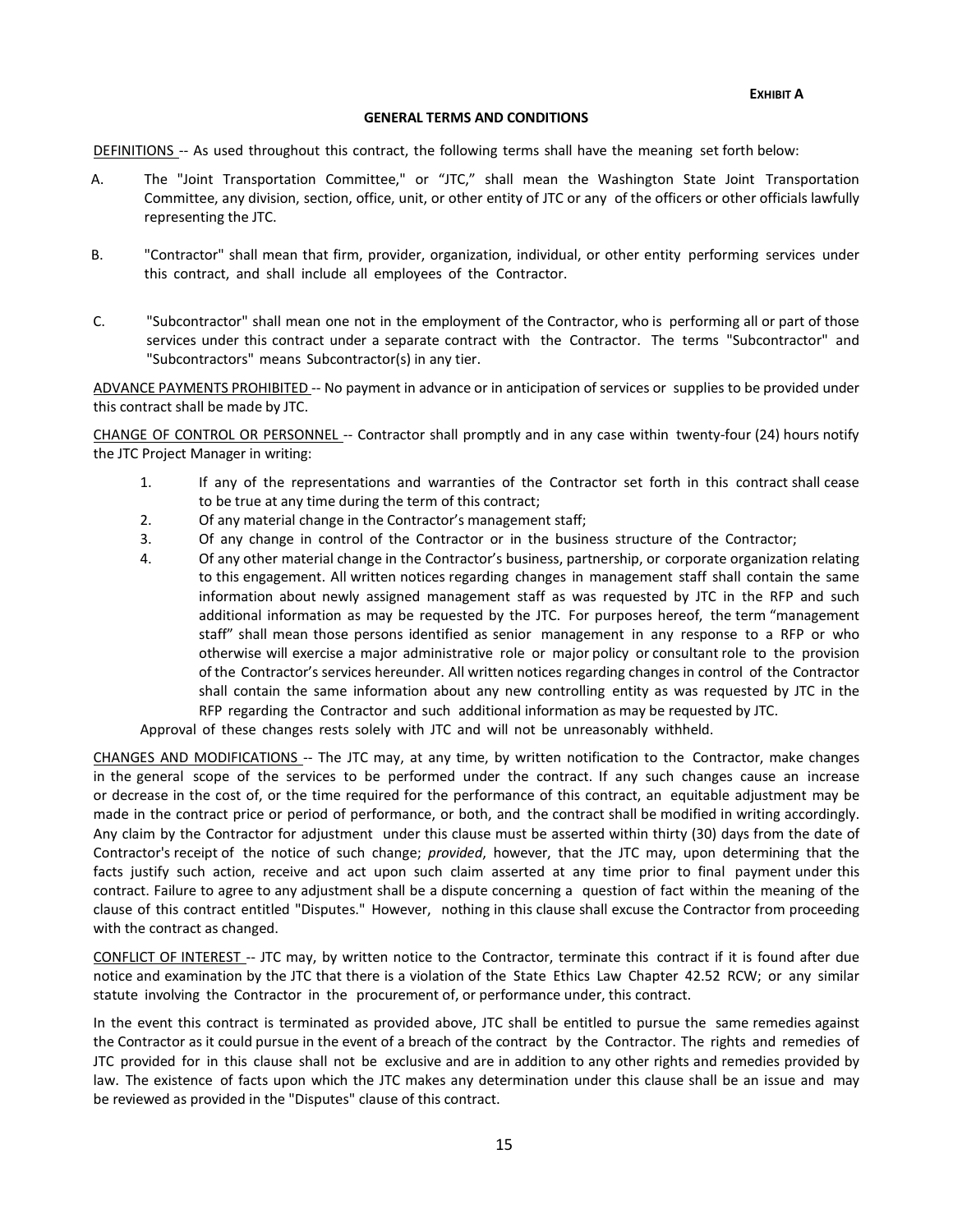**EXHIBIT A**

**GENERAL TERMS AND CONDITIONS**

<u>DEFINITIONS</u> -- As used throughout this contract, the following terms shall have the meaning set forth below:

A. The "Joint Transportation Committee," or "JTC," shall mean the Washington State Joint Transportation Committee, any division, section, office, unit, or other entity of JTC or any of the officers or other officials lawfully representing the JTC.

B. "Contractor" shall mean that firm, provider, organization, individual, or other entity performing services under this contract, and shall include all employees of the Contractor.

C. "Subcontractor" shall mean one not in the employment of the Contractor, who is performing all or part of those services under this contract under a separate contract with the Contractor. The terms "Subcontractor" and "Subcontractors" means Subcontractor(s) in any tier.

<u>ADVANCE PAYMENTS PROHIBITED</u> -- No payment in advance or in anticipation of services or supplies to be provided under this contract shall be made by JTC.

<u>CHANGE OF CONTROL OR PERSONNEL</u> -- Contractor shall promptly and in any case within twenty-four (24) hours notify the JTC Project Manager in writing:

1. If any of the representations and warranties of the Contractor set forth in this contract shall cease to be true at any time during the term of this contract;
2. Of any material change in the Contractor's management staff;
3. Of any change in control of the Contractor or in the business structure of the Contractor;
4. Of any other material change in the Contractor's business, partnership, or corporate organization relating to this engagement. All written notices regarding changes in management staff shall contain the same information about newly assigned management staff as was requested by JTC in the RFP and such additional information as may be requested by the JTC. For purposes hereof, the term "management staff" shall mean those persons identified as senior management in any response to a RFP or who otherwise will exercise a major administrative role or major policy or consultant role to the provision of the Contractor's services hereunder. All written notices regarding changes in control of the Contractor shall contain the same information about any new controlling entity as was requested by JTC in the RFP regarding the Contractor and such additional information as may be requested by JTC.

Approval of these changes rests solely with JTC and will not be unreasonably withheld.

<u>CHANGES AND MODIFICATIONS</u> -- The JTC may, at any time, by written notification to the Contractor, make changes in the general scope of the services to be performed under the contract. If any such changes cause an increase or decrease in the cost of, or the time required for the performance of this contract, an equitable adjustment may be made in the contract price or period of performance, or both, and the contract shall be modified in writing accordingly. Any claim by the Contractor for adjustment under this clause must be asserted within thirty (30) days from the date of Contractor's receipt of the notice of such change; *provided*, however, that the JTC may, upon determining that the facts justify such action, receive and act upon such claim asserted at any time prior to final payment under this contract. Failure to agree to any adjustment shall be a dispute concerning a question of fact within the meaning of the clause of this contract entitled "Disputes." However, nothing in this clause shall excuse the Contractor from proceeding with the contract as changed.

<u>CONFLICT OF INTEREST</u> -- JTC may, by written notice to the Contractor, terminate this contract if it is found after due notice and examination by the JTC that there is a violation of the State Ethics Law Chapter 42.52 RCW; or any similar statute involving the Contractor in the procurement of, or performance under, this contract.

In the event this contract is terminated as provided above, JTC shall be entitled to pursue the same remedies against the Contractor as it could pursue in the event of a breach of the contract by the Contractor. The rights and remedies of JTC provided for in this clause shall not be exclusive and are in addition to any other rights and remedies provided by law. The existence of facts upon which the JTC makes any determination under this clause shall be an issue and may be reviewed as provided in the "Disputes" clause of this contract.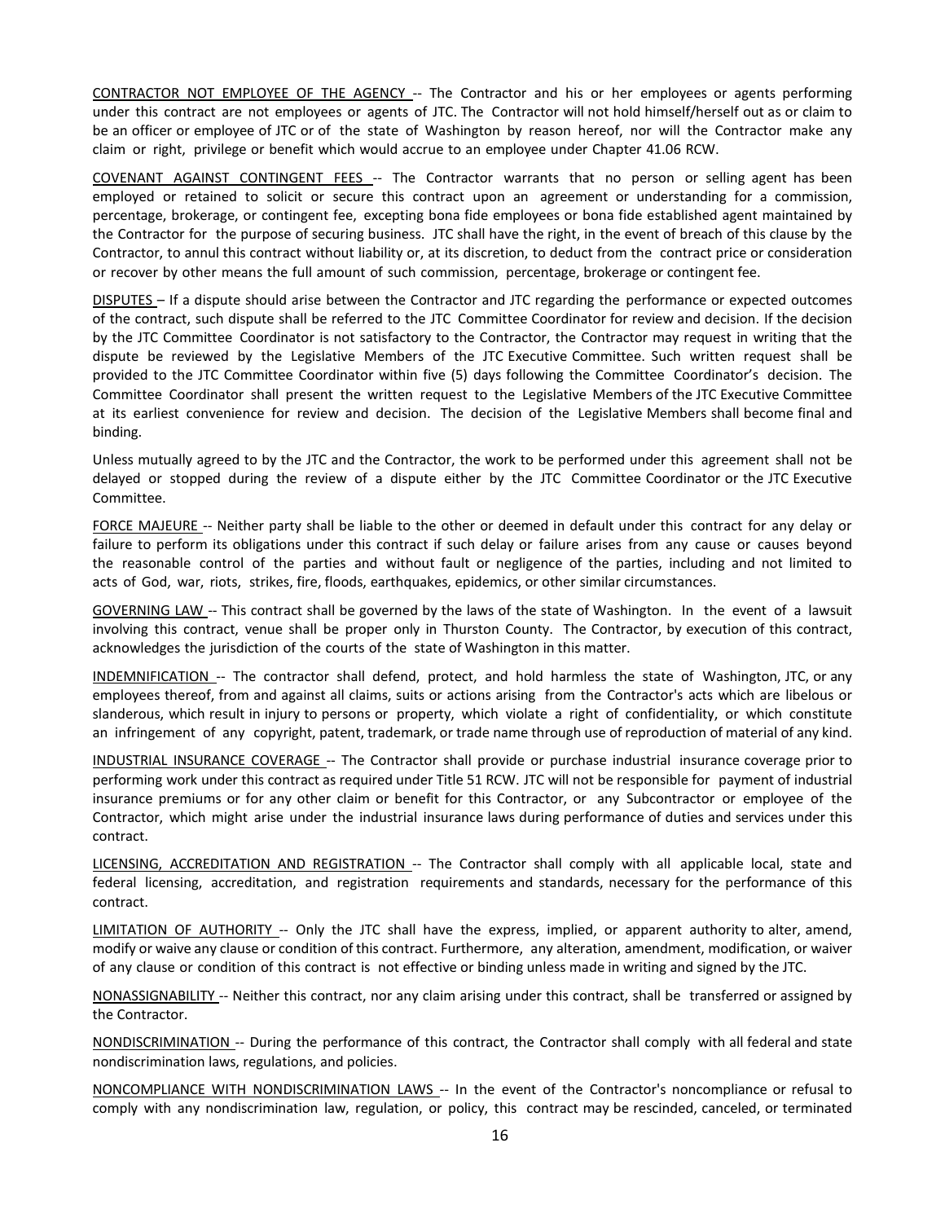<u>CONTRACTOR NOT EMPLOYEE OF THE AGENCY</u> -- The Contractor and his or her employees or agents performing under this contract are not employees or agents of JTC. The Contractor will not hold himself/herself out as or claim to be an officer or employee of JTC or of the state of Washington by reason hereof, nor will the Contractor make any claim or right, privilege or benefit which would accrue to an employee under Chapter 41.06 RCW.

<u>COVENANT AGAINST CONTINGENT FEES</u> -- The Contractor warrants that no person or selling agent has been employed or retained to solicit or secure this contract upon an agreement or understanding for a commission, percentage, brokerage, or contingent fee, excepting bona fide employees or bona fide established agent maintained by the Contractor for the purpose of securing business. JTC shall have the right, in the event of breach of this clause by the Contractor, to annul this contract without liability or, at its discretion, to deduct from the contract price or consideration or recover by other means the full amount of such commission, percentage, brokerage or contingent fee.

<u>DISPUTES</u> – If a dispute should arise between the Contractor and JTC regarding the performance or expected outcomes of the contract, such dispute shall be referred to the JTC Committee Coordinator for review and decision. If the decision by the JTC Committee Coordinator is not satisfactory to the Contractor, the Contractor may request in writing that the dispute be reviewed by the Legislative Members of the JTC Executive Committee. Such written request shall be provided to the JTC Committee Coordinator within five (5) days following the Committee Coordinator's decision. The Committee Coordinator shall present the written request to the Legislative Members of the JTC Executive Committee at its earliest convenience for review and decision. The decision of the Legislative Members shall become final and binding.

Unless mutually agreed to by the JTC and the Contractor, the work to be performed under this agreement shall not be delayed or stopped during the review of a dispute either by the JTC Committee Coordinator or the JTC Executive Committee.

<u>FORCE MAJEURE</u> -- Neither party shall be liable to the other or deemed in default under this contract for any delay or failure to perform its obligations under this contract if such delay or failure arises from any cause or causes beyond the reasonable control of the parties and without fault or negligence of the parties, including and not limited to acts of God, war, riots, strikes, fire, floods, earthquakes, epidemics, or other similar circumstances.

<u>GOVERNING LAW</u> -- This contract shall be governed by the laws of the state of Washington. In the event of a lawsuit involving this contract, venue shall be proper only in Thurston County. The Contractor, by execution of this contract, acknowledges the jurisdiction of the courts of the state of Washington in this matter.

<u>INDEMNIFICATION</u> -- The contractor shall defend, protect, and hold harmless the state of Washington, JTC, or any employees thereof, from and against all claims, suits or actions arising from the Contractor's acts which are libelous or slanderous, which result in injury to persons or property, which violate a right of confidentiality, or which constitute an infringement of any copyright, patent, trademark, or trade name through use of reproduction of material of any kind.

<u>INDUSTRIAL INSURANCE COVERAGE</u> -- The Contractor shall provide or purchase industrial insurance coverage prior to performing work under this contract as required under Title 51 RCW. JTC will not be responsible for payment of industrial insurance premiums or for any other claim or benefit for this Contractor, or any Subcontractor or employee of the Contractor, which might arise under the industrial insurance laws during performance of duties and services under this contract.

<u>LICENSING, ACCREDITATION AND REGISTRATION</u> -- The Contractor shall comply with all applicable local, state and federal licensing, accreditation, and registration requirements and standards, necessary for the performance of this contract.

<u>LIMITATION OF AUTHORITY</u> -- Only the JTC shall have the express, implied, or apparent authority to alter, amend, modify or waive any clause or condition of this contract. Furthermore, any alteration, amendment, modification, or waiver of any clause or condition of this contract is not effective or binding unless made in writing and signed by the JTC.

<u>NONASSIGNABILITY</u> -- Neither this contract, nor any claim arising under this contract, shall be transferred or assigned by the Contractor.

<u>NONDISCRIMINATION</u> -- During the performance of this contract, the Contractor shall comply with all federal and state nondiscrimination laws, regulations, and policies.

<u>NONCOMPLIANCE WITH NONDISCRIMINATION LAWS</u> -- In the event of the Contractor's noncompliance or refusal to comply with any nondiscrimination law, regulation, or policy, this contract may be rescinded, canceled, or terminated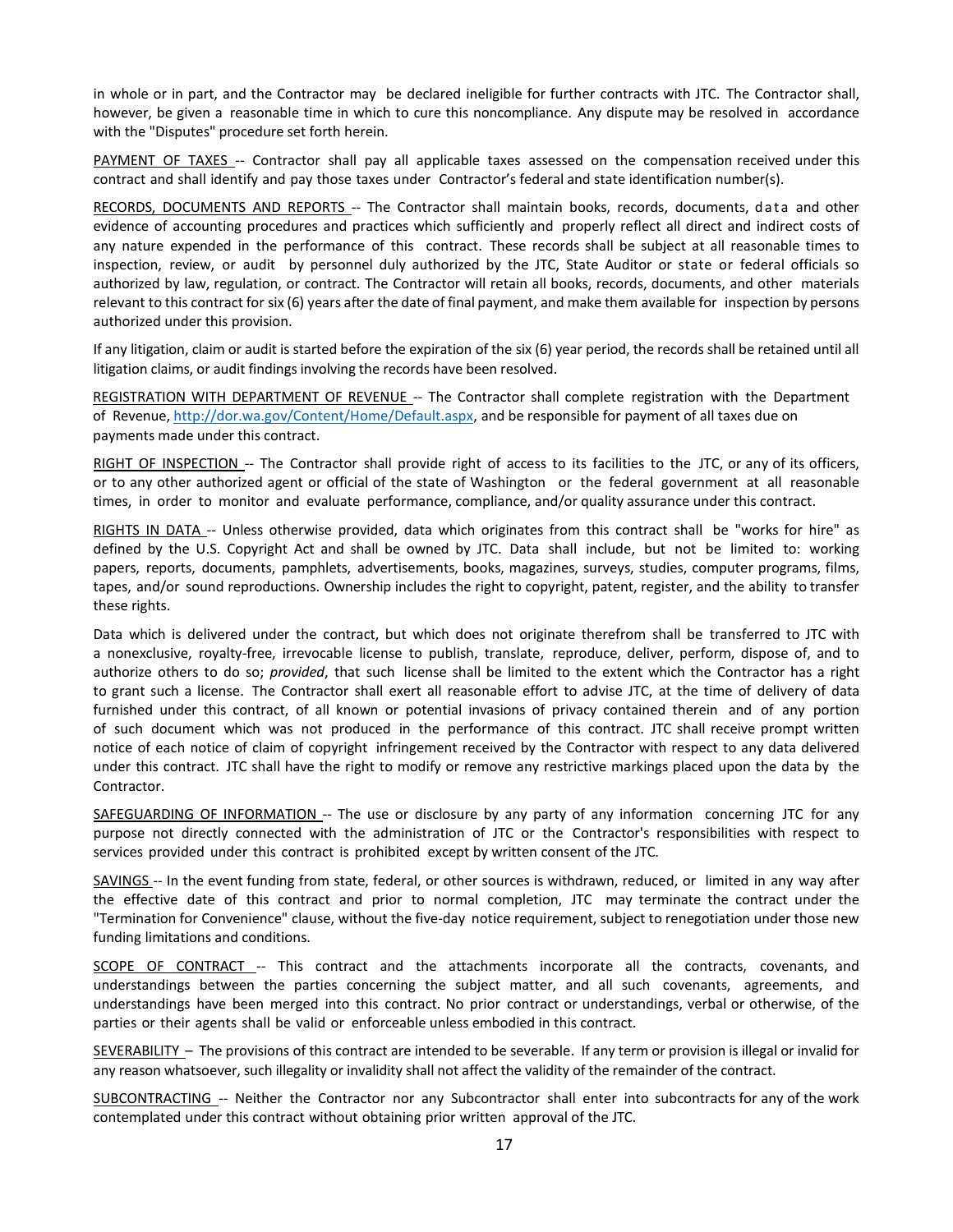in whole or in part, and the Contractor may be declared ineligible for further contracts with JTC. The Contractor shall, however, be given a reasonable time in which to cure this noncompliance. Any dispute may be resolved in accordance with the "Disputes" procedure set forth herein.

<u>PAYMENT OF TAXES</u> -- Contractor shall pay all applicable taxes assessed on the compensation received under this contract and shall identify and pay those taxes under Contractor's federal and state identification number(s).

<u>RECORDS, DOCUMENTS AND REPORTS</u> -- The Contractor shall maintain books, records, documents, data and other evidence of accounting procedures and practices which sufficiently and properly reflect all direct and indirect costs of any nature expended in the performance of this contract. These records shall be subject at all reasonable times to inspection, review, or audit by personnel duly authorized by the JTC, State Auditor or state or federal officials so authorized by law, regulation, or contract. The Contractor will retain all books, records, documents, and other materials relevant to this contract for six (6) years after the date of final payment, and make them available for inspection by persons authorized under this provision.

If any litigation, claim or audit is started before the expiration of the six (6) year period, the records shall be retained until all litigation claims, or audit findings involving the records have been resolved.

<u>REGISTRATION WITH DEPARTMENT OF REVENUE</u> -- The Contractor shall complete registration with the Department of Revenue, [http://dor.wa.gov/Content/Home/Default.aspx](http://dor.wa.gov/Content/Home/Default.aspx), and be responsible for payment of all taxes due on payments made under this contract.

<u>RIGHT OF INSPECTION</u> -- The Contractor shall provide right of access to its facilities to the JTC, or any of its officers, or to any other authorized agent or official of the state of Washington or the federal government at all reasonable times, in order to monitor and evaluate performance, compliance, and/or quality assurance under this contract.

<u>RIGHTS IN DATA</u> -- Unless otherwise provided, data which originates from this contract shall be "works for hire" as defined by the U.S. Copyright Act and shall be owned by JTC. Data shall include, but not be limited to: working papers, reports, documents, pamphlets, advertisements, books, magazines, surveys, studies, computer programs, films, tapes, and/or sound reproductions. Ownership includes the right to copyright, patent, register, and the ability to transfer these rights.

Data which is delivered under the contract, but which does not originate therefrom shall be transferred to JTC with a nonexclusive, royalty-free, irrevocable license to publish, translate, reproduce, deliver, perform, dispose of, and to authorize others to do so; *provided*, that such license shall be limited to the extent which the Contractor has a right to grant such a license. The Contractor shall exert all reasonable effort to advise JTC, at the time of delivery of data furnished under this contract, of all known or potential invasions of privacy contained therein and of any portion of such document which was not produced in the performance of this contract. JTC shall receive prompt written notice of each notice of claim of copyright infringement received by the Contractor with respect to any data delivered under this contract. JTC shall have the right to modify or remove any restrictive markings placed upon the data by the Contractor.

<u>SAFEGUARDING OF INFORMATION</u> -- The use or disclosure by any party of any information concerning JTC for any purpose not directly connected with the administration of JTC or the Contractor's responsibilities with respect to services provided under this contract is prohibited except by written consent of the JTC.

<u>SAVINGS</u> -- In the event funding from state, federal, or other sources is withdrawn, reduced, or limited in any way after the effective date of this contract and prior to normal completion, JTC may terminate the contract under the "Termination for Convenience" clause, without the five-day notice requirement, subject to renegotiation under those new funding limitations and conditions.

<u>SCOPE OF CONTRACT</u> -- This contract and the attachments incorporate all the contracts, covenants, and understandings between the parties concerning the subject matter, and all such covenants, agreements, and understandings have been merged into this contract. No prior contract or understandings, verbal or otherwise, of the parties or their agents shall be valid or enforceable unless embodied in this contract.

<u>SEVERABILITY</u> – The provisions of this contract are intended to be severable. If any term or provision is illegal or invalid for any reason whatsoever, such illegality or invalidity shall not affect the validity of the remainder of the contract.

<u>SUBCONTRACTING</u> -- Neither the Contractor nor any Subcontractor shall enter into subcontracts for any of the work contemplated under this contract without obtaining prior written approval of the JTC.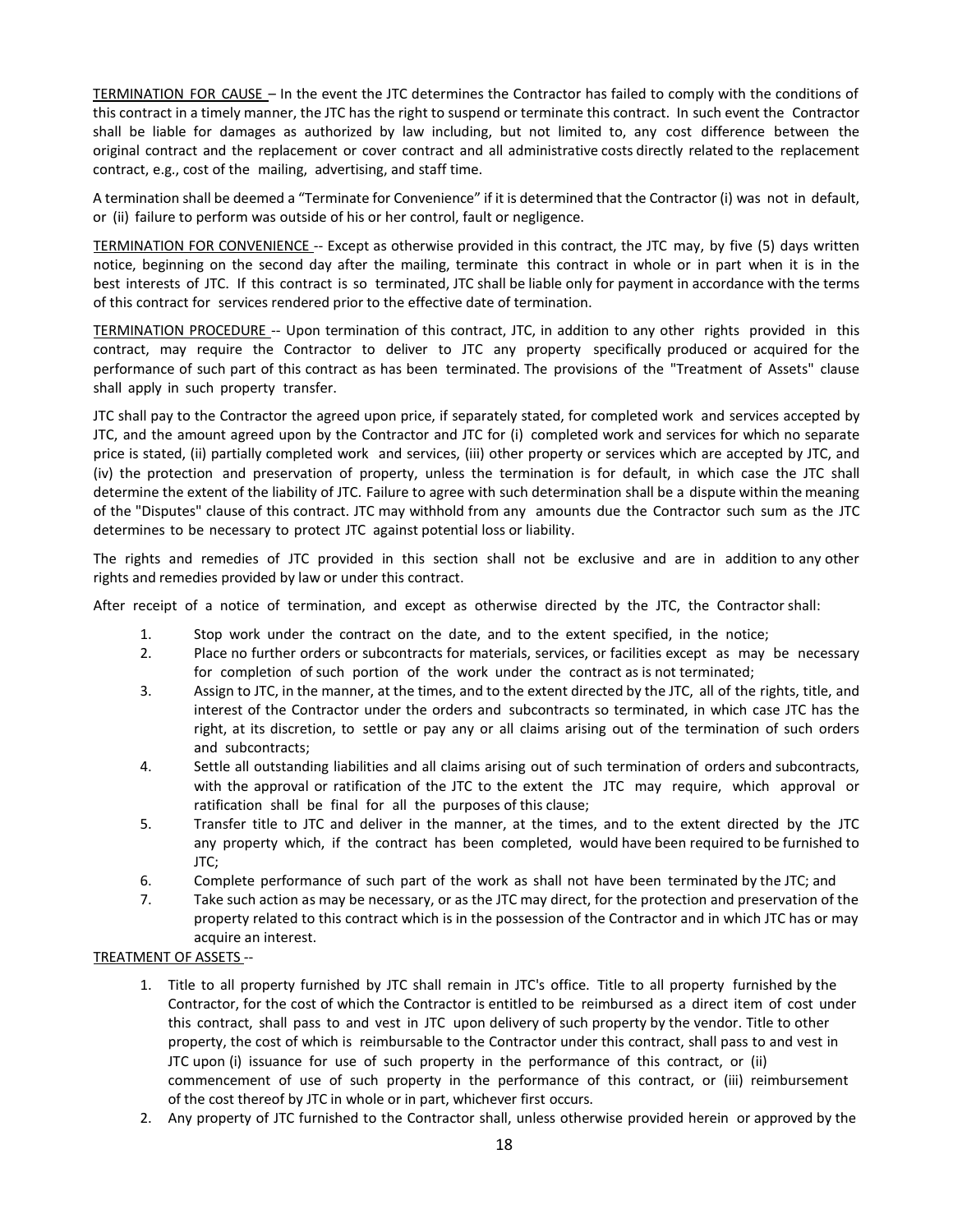<u>TERMINATION FOR CAUSE</u> – In the event the JTC determines the Contractor has failed to comply with the conditions of this contract in a timely manner, the JTC has the right to suspend or terminate this contract. In such event the Contractor shall be liable for damages as authorized by law including, but not limited to, any cost difference between the original contract and the replacement or cover contract and all administrative costs directly related to the replacement contract, e.g., cost of the mailing, advertising, and staff time.

A termination shall be deemed a "Terminate for Convenience" if it is determined that the Contractor (i) was not in default, or (ii) failure to perform was outside of his or her control, fault or negligence.

<u>TERMINATION FOR CONVENIENCE</u> -- Except as otherwise provided in this contract, the JTC may, by five (5) days written notice, beginning on the second day after the mailing, terminate this contract in whole or in part when it is in the best interests of JTC. If this contract is so terminated, JTC shall be liable only for payment in accordance with the terms of this contract for services rendered prior to the effective date of termination.

<u>TERMINATION PROCEDURE</u> -- Upon termination of this contract, JTC, in addition to any other rights provided in this contract, may require the Contractor to deliver to JTC any property specifically produced or acquired for the performance of such part of this contract as has been terminated. The provisions of the "Treatment of Assets" clause shall apply in such property transfer.

JTC shall pay to the Contractor the agreed upon price, if separately stated, for completed work and services accepted by JTC, and the amount agreed upon by the Contractor and JTC for (i) completed work and services for which no separate price is stated, (ii) partially completed work and services, (iii) other property or services which are accepted by JTC, and (iv) the protection and preservation of property, unless the termination is for default, in which case the JTC shall determine the extent of the liability of JTC. Failure to agree with such determination shall be a dispute within the meaning of the "Disputes" clause of this contract. JTC may withhold from any amounts due the Contractor such sum as the JTC determines to be necessary to protect JTC against potential loss or liability.

The rights and remedies of JTC provided in this section shall not be exclusive and are in addition to any other rights and remedies provided by law or under this contract.

After receipt of a notice of termination, and except as otherwise directed by the JTC, the Contractor shall:

1. Stop work under the contract on the date, and to the extent specified, in the notice;
2. Place no further orders or subcontracts for materials, services, or facilities except as may be necessary for completion of such portion of the work under the contract as is not terminated;
3. Assign to JTC, in the manner, at the times, and to the extent directed by the JTC, all of the rights, title, and interest of the Contractor under the orders and subcontracts so terminated, in which case JTC has the right, at its discretion, to settle or pay any or all claims arising out of the termination of such orders and subcontracts;
4. Settle all outstanding liabilities and all claims arising out of such termination of orders and subcontracts, with the approval or ratification of the JTC to the extent the JTC may require, which approval or ratification shall be final for all the purposes of this clause;
5. Transfer title to JTC and deliver in the manner, at the times, and to the extent directed by the JTC any property which, if the contract has been completed, would have been required to be furnished to JTC;
6. Complete performance of such part of the work as shall not have been terminated by the JTC; and
7. Take such action as may be necessary, or as the JTC may direct, for the protection and preservation of the property related to this contract which is in the possession of the Contractor and in which JTC has or may acquire an interest.

<u>TREATMENT OF ASSETS</u> --

1. Title to all property furnished by JTC shall remain in JTC's office. Title to all property furnished by the Contractor, for the cost of which the Contractor is entitled to be reimbursed as a direct item of cost under this contract, shall pass to and vest in JTC upon delivery of such property by the vendor. Title to other property, the cost of which is reimbursable to the Contractor under this contract, shall pass to and vest in JTC upon (i) issuance for use of such property in the performance of this contract, or (ii) commencement of use of such property in the performance of this contract, or (iii) reimbursement of the cost thereof by JTC in whole or in part, whichever first occurs.
2. Any property of JTC furnished to the Contractor shall, unless otherwise provided herein or approved by the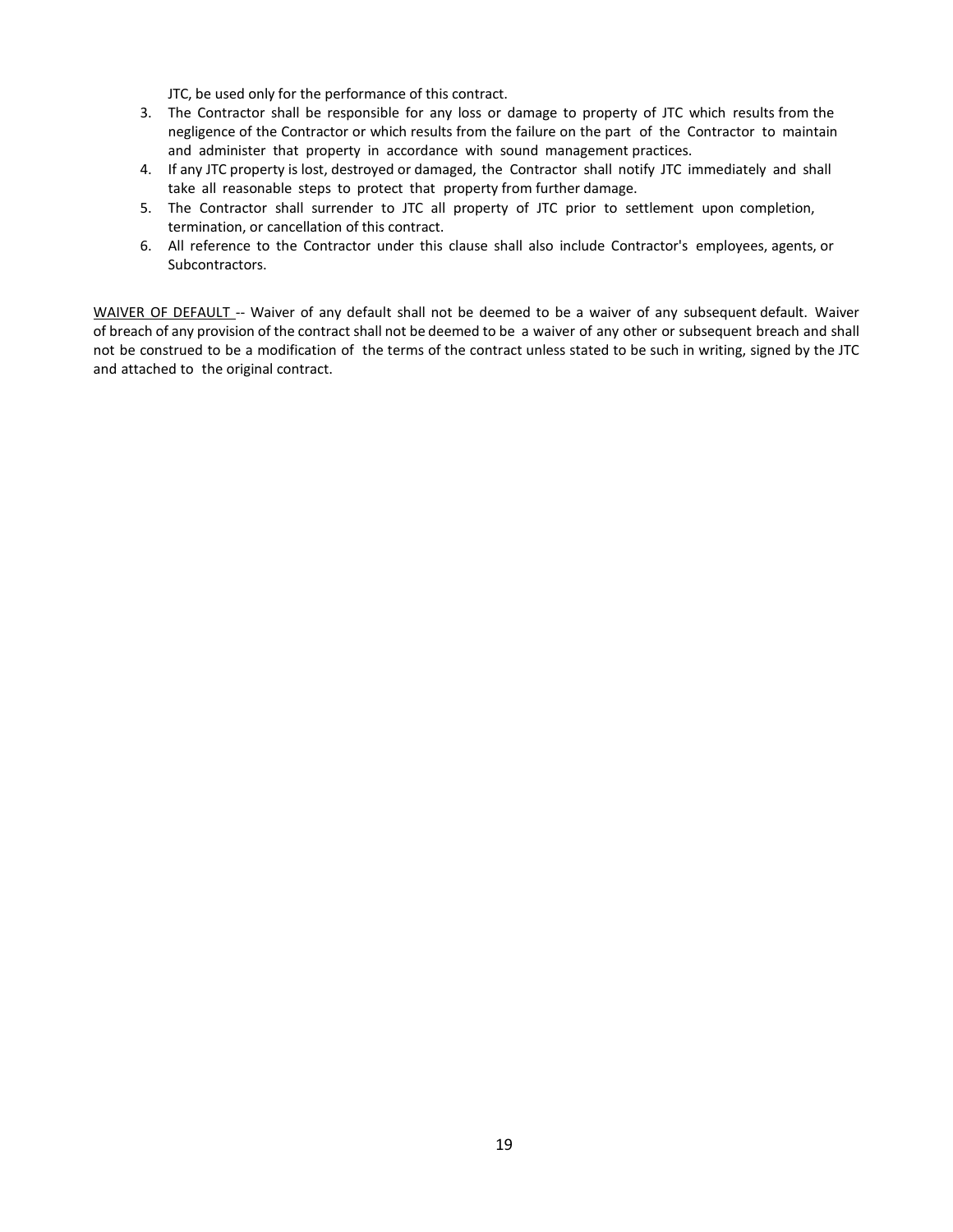JTC, be used only for the performance of this contract.

3. The Contractor shall be responsible for any loss or damage to property of JTC which results from the negligence of the Contractor or which results from the failure on the part of the Contractor to maintain and administer that property in accordance with sound management practices.
4. If any JTC property is lost, destroyed or damaged, the Contractor shall notify JTC immediately and shall take all reasonable steps to protect that property from further damage.
5. The Contractor shall surrender to JTC all property of JTC prior to settlement upon completion, termination, or cancellation of this contract.
6. All reference to the Contractor under this clause shall also include Contractor's employees, agents, or Subcontractors.

<u>WAIVER OF DEFAULT</u> -- Waiver of any default shall not be deemed to be a waiver of any subsequent default. Waiver of breach of any provision of the contract shall not be deemed to be a waiver of any other or subsequent breach and shall not be construed to be a modification of the terms of the contract unless stated to be such in writing, signed by the JTC and attached to the original contract.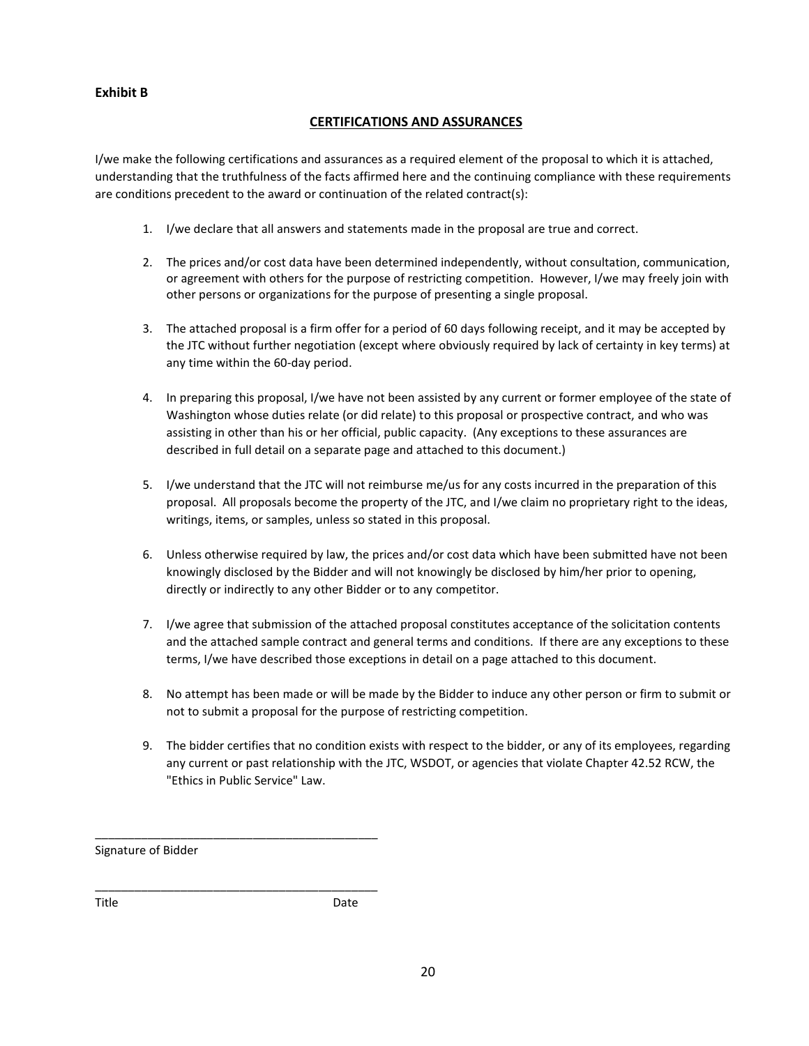**Exhibit B**

## CERTIFICATIONS AND ASSURANCES

I/we make the following certifications and assurances as a required element of the proposal to which it is attached, understanding that the truthfulness of the facts affirmed here and the continuing compliance with these requirements are conditions precedent to the award or continuation of the related contract(s):

1. I/we declare that all answers and statements made in the proposal are true and correct.

2. The prices and/or cost data have been determined independently, without consultation, communication, or agreement with others for the purpose of restricting competition. However, I/we may freely join with other persons or organizations for the purpose of presenting a single proposal.

3. The attached proposal is a firm offer for a period of 60 days following receipt, and it may be accepted by the JTC without further negotiation (except where obviously required by lack of certainty in key terms) at any time within the 60-day period.

4. In preparing this proposal, I/we have not been assisted by any current or former employee of the state of Washington whose duties relate (or did relate) to this proposal or prospective contract, and who was assisting in other than his or her official, public capacity. (Any exceptions to these assurances are described in full detail on a separate page and attached to this document.)

5. I/we understand that the JTC will not reimburse me/us for any costs incurred in the preparation of this proposal. All proposals become the property of the JTC, and I/we claim no proprietary right to the ideas, writings, items, or samples, unless so stated in this proposal.

6. Unless otherwise required by law, the prices and/or cost data which have been submitted have not been knowingly disclosed by the Bidder and will not knowingly be disclosed by him/her prior to opening, directly or indirectly to any other Bidder or to any competitor.

7. I/we agree that submission of the attached proposal constitutes acceptance of the solicitation contents and the attached sample contract and general terms and conditions. If there are any exceptions to these terms, I/we have described those exceptions in detail on a page attached to this document.

8. No attempt has been made or will be made by the Bidder to induce any other person or firm to submit or not to submit a proposal for the purpose of restricting competition.

9. The bidder certifies that no condition exists with respect to the bidder, or any of its employees, regarding any current or past relationship with the JTC, WSDOT, or agencies that violate Chapter 42.52 RCW, the "Ethics in Public Service" Law.

_____________________________________________

Signature of Bidder

_____________________________________________

Title Date